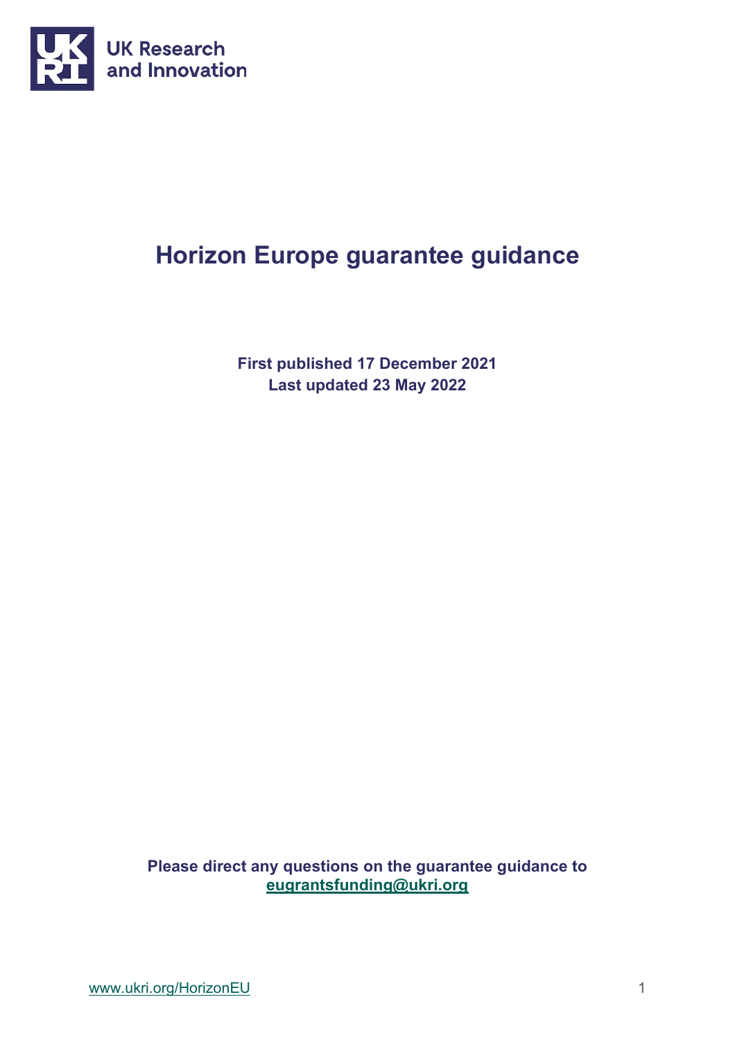UK Research and Innovation

# Horizon Europe guarantee guidance

**First published 17 December 2021**
**Last updated 23 May 2022**

**Please direct any questions on the guarantee guidance to [eugrantsfunding@ukri.org](mailto:eugrantsfunding@ukri.org)**

[www.ukri.org/HorizonEU](http://www.ukri.org/HorizonEU)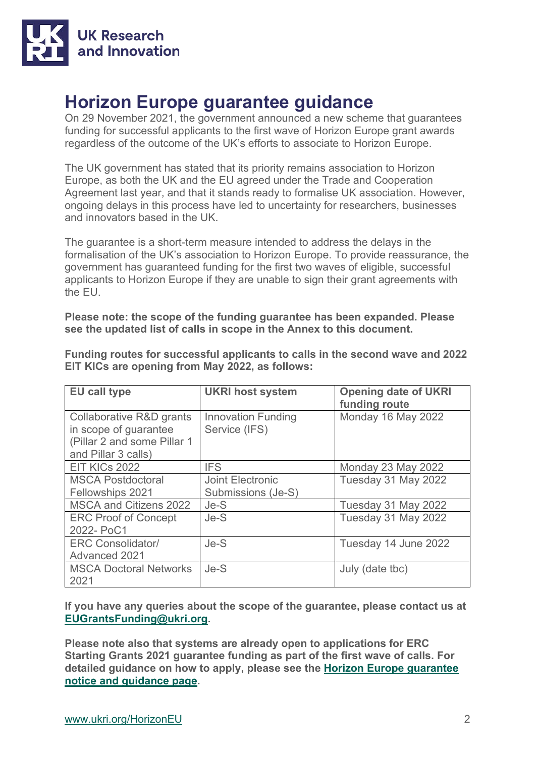UK Research and Innovation

# Horizon Europe guarantee guidance

On 29 November 2021, the government announced a new scheme that guarantees funding for successful applicants to the first wave of Horizon Europe grant awards regardless of the outcome of the UK's efforts to associate to Horizon Europe.

The UK government has stated that its priority remains association to Horizon Europe, as both the UK and the EU agreed under the Trade and Cooperation Agreement last year, and that it stands ready to formalise UK association. However, ongoing delays in this process have led to uncertainty for researchers, businesses and innovators based in the UK.

The guarantee is a short-term measure intended to address the delays in the formalisation of the UK's association to Horizon Europe. To provide reassurance, the government has guaranteed funding for the first two waves of eligible, successful applicants to Horizon Europe if they are unable to sign their grant agreements with the EU.

**Please note: the scope of the funding guarantee has been expanded. Please see the updated list of calls in scope in the Annex to this document.**

**Funding routes for successful applicants to calls in the second wave and 2022 EIT KICs are opening from May 2022, as follows:**

| EU call type | UKRI host system | Opening date of UKRI funding route |
|---|---|---|
| Collaborative R&D grants in scope of guarantee (Pillar 2 and some Pillar 1 and Pillar 3 calls) | Innovation Funding Service (IFS) | Monday 16 May 2022 |
| EIT KICs 2022 | IFS | Monday 23 May 2022 |
| MSCA Postdoctoral Fellowships 2021 | Joint Electronic Submissions (Je-S) | Tuesday 31 May 2022 |
| MSCA and Citizens 2022 | Je-S | Tuesday 31 May 2022 |
| ERC Proof of Concept 2022- PoC1 | Je-S | Tuesday 31 May 2022 |
| ERC Consolidator/ Advanced 2021 | Je-S | Tuesday 14 June 2022 |
| MSCA Doctoral Networks 2021 | Je-S | July (date tbc) |

**If you have any queries about the scope of the guarantee, please contact us at EUGrantsFunding@ukri.org.**

**Please note also that systems are already open to applications for ERC Starting Grants 2021 guarantee funding as part of the first wave of calls. For detailed guidance on how to apply, please see the Horizon Europe guarantee notice and guidance page.**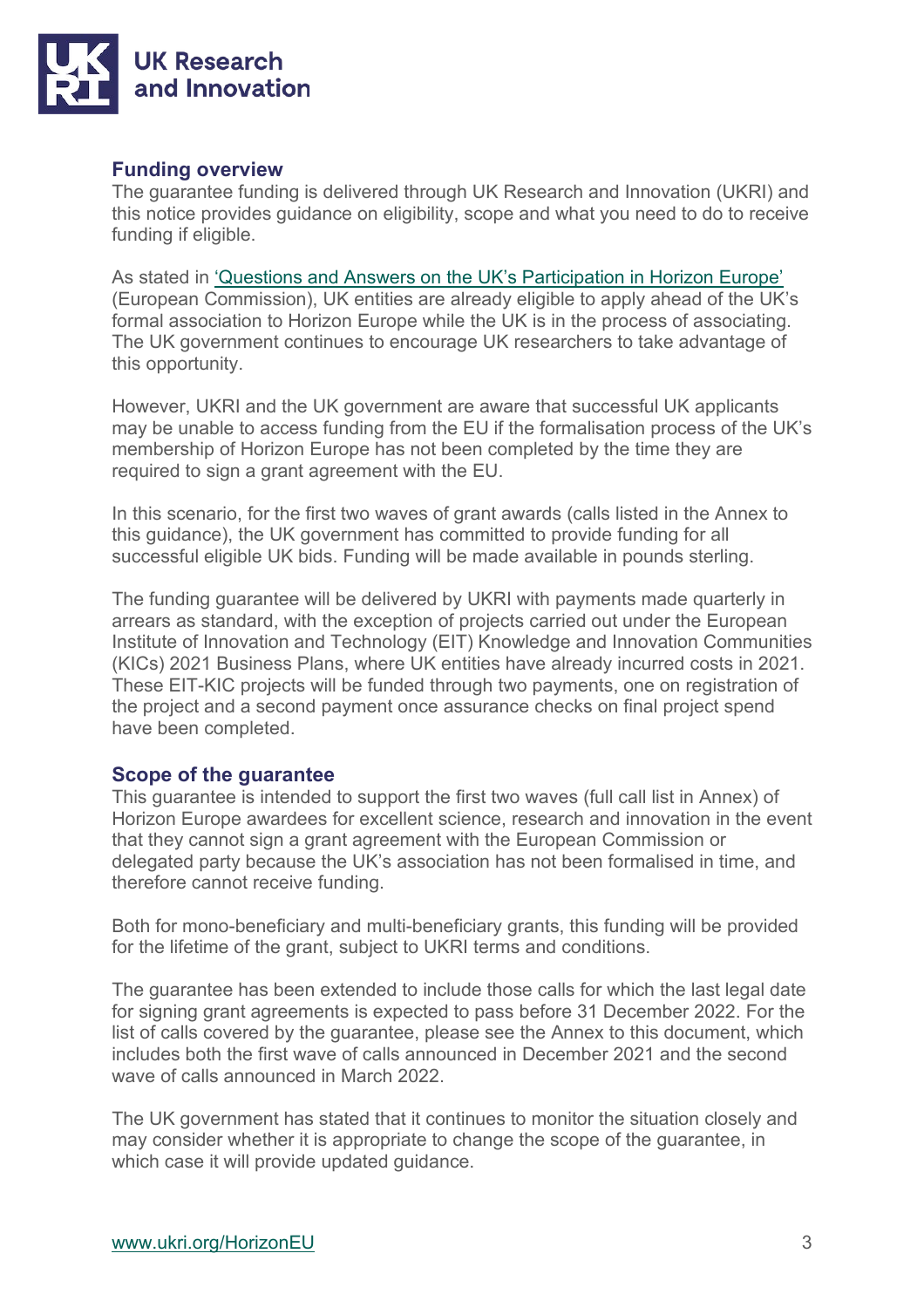## Funding overview

The guarantee funding is delivered through UK Research and Innovation (UKRI) and this notice provides guidance on eligibility, scope and what you need to do to receive funding if eligible.

As stated in 'Questions and Answers on the UK's Participation in Horizon Europe' (European Commission), UK entities are already eligible to apply ahead of the UK's formal association to Horizon Europe while the UK is in the process of associating. The UK government continues to encourage UK researchers to take advantage of this opportunity.

However, UKRI and the UK government are aware that successful UK applicants may be unable to access funding from the EU if the formalisation process of the UK's membership of Horizon Europe has not been completed by the time they are required to sign a grant agreement with the EU.

In this scenario, for the first two waves of grant awards (calls listed in the Annex to this guidance), the UK government has committed to provide funding for all successful eligible UK bids. Funding will be made available in pounds sterling.

The funding guarantee will be delivered by UKRI with payments made quarterly in arrears as standard, with the exception of projects carried out under the European Institute of Innovation and Technology (EIT) Knowledge and Innovation Communities (KICs) 2021 Business Plans, where UK entities have already incurred costs in 2021. These EIT-KIC projects will be funded through two payments, one on registration of the project and a second payment once assurance checks on final project spend have been completed.

## Scope of the guarantee

This guarantee is intended to support the first two waves (full call list in Annex) of Horizon Europe awardees for excellent science, research and innovation in the event that they cannot sign a grant agreement with the European Commission or delegated party because the UK's association has not been formalised in time, and therefore cannot receive funding.

Both for mono-beneficiary and multi-beneficiary grants, this funding will be provided for the lifetime of the grant, subject to UKRI terms and conditions.

The guarantee has been extended to include those calls for which the last legal date for signing grant agreements is expected to pass before 31 December 2022. For the list of calls covered by the guarantee, please see the Annex to this document, which includes both the first wave of calls announced in December 2021 and the second wave of calls announced in March 2022.

The UK government has stated that it continues to monitor the situation closely and may consider whether it is appropriate to change the scope of the guarantee, in which case it will provide updated guidance.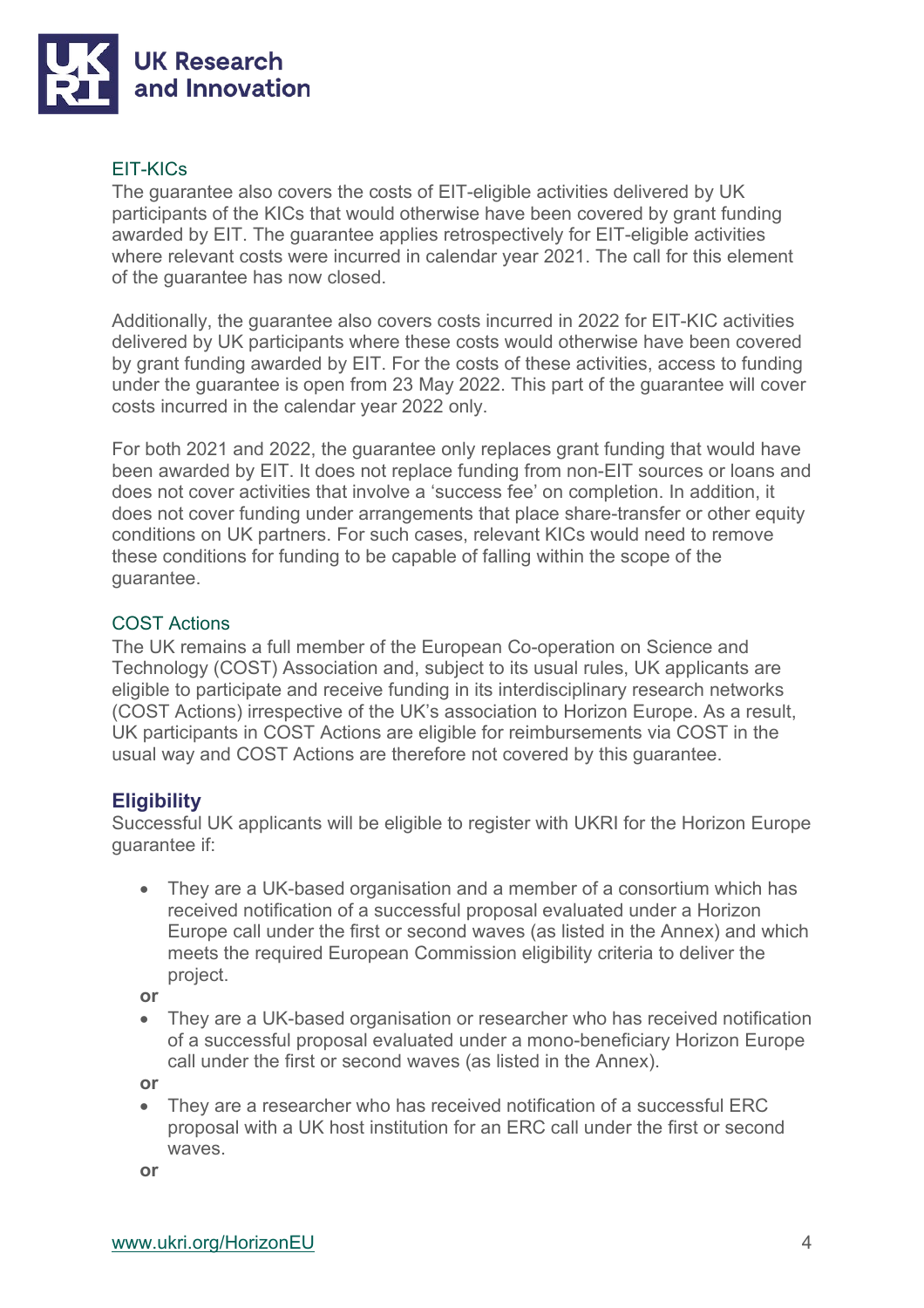### EIT-KICs

The guarantee also covers the costs of EIT-eligible activities delivered by UK participants of the KICs that would otherwise have been covered by grant funding awarded by EIT. The guarantee applies retrospectively for EIT-eligible activities where relevant costs were incurred in calendar year 2021. The call for this element of the guarantee has now closed.

Additionally, the guarantee also covers costs incurred in 2022 for EIT-KIC activities delivered by UK participants where these costs would otherwise have been covered by grant funding awarded by EIT. For the costs of these activities, access to funding under the guarantee is open from 23 May 2022. This part of the guarantee will cover costs incurred in the calendar year 2022 only.

For both 2021 and 2022, the guarantee only replaces grant funding that would have been awarded by EIT. It does not replace funding from non-EIT sources or loans and does not cover activities that involve a 'success fee' on completion. In addition, it does not cover funding under arrangements that place share-transfer or other equity conditions on UK partners. For such cases, relevant KICs would need to remove these conditions for funding to be capable of falling within the scope of the guarantee.

### COST Actions

The UK remains a full member of the European Co-operation on Science and Technology (COST) Association and, subject to its usual rules, UK applicants are eligible to participate and receive funding in its interdisciplinary research networks (COST Actions) irrespective of the UK's association to Horizon Europe. As a result, UK participants in COST Actions are eligible for reimbursements via COST in the usual way and COST Actions are therefore not covered by this guarantee.

## Eligibility

Successful UK applicants will be eligible to register with UKRI for the Horizon Europe guarantee if:

- They are a UK-based organisation and a member of a consortium which has received notification of a successful proposal evaluated under a Horizon Europe call under the first or second waves (as listed in the Annex) and which meets the required European Commission eligibility criteria to deliver the project.

**or**

- They are a UK-based organisation or researcher who has received notification of a successful proposal evaluated under a mono-beneficiary Horizon Europe call under the first or second waves (as listed in the Annex).

**or**

- They are a researcher who has received notification of a successful ERC proposal with a UK host institution for an ERC call under the first or second waves.

**or**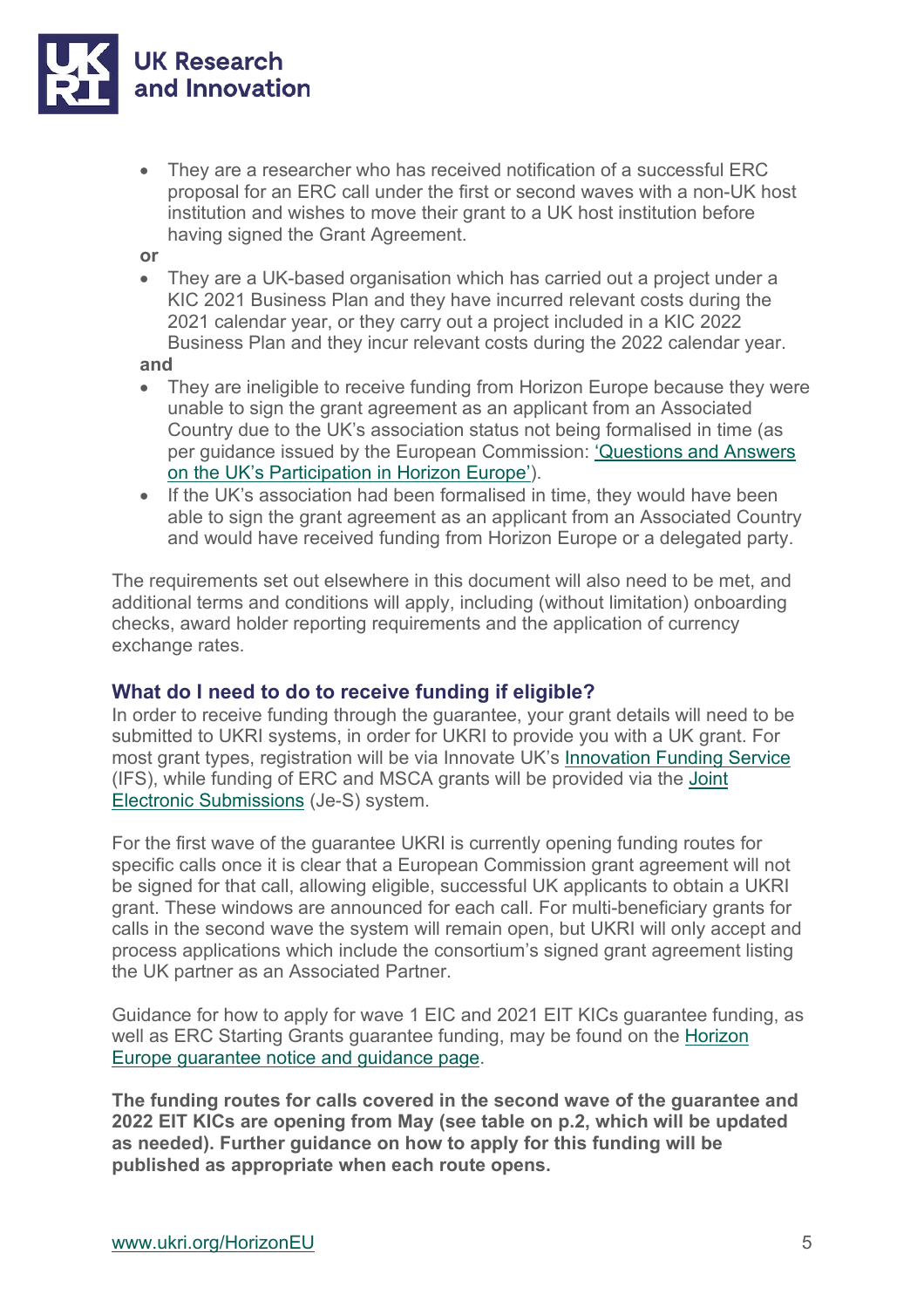- They are a researcher who has received notification of a successful ERC proposal for an ERC call under the first or second waves with a non-UK host institution and wishes to move their grant to a UK host institution before having signed the Grant Agreement.

**or**

- They are a UK-based organisation which has carried out a project under a KIC 2021 Business Plan and they have incurred relevant costs during the 2021 calendar year, or they carry out a project included in a KIC 2022 Business Plan and they incur relevant costs during the 2022 calendar year.

**and**

- They are ineligible to receive funding from Horizon Europe because they were unable to sign the grant agreement as an applicant from an Associated Country due to the UK's association status not being formalised in time (as per guidance issued by the European Commission: ['Questions and Answers on the UK's Participation in Horizon Europe']()).
- If the UK's association had been formalised in time, they would have been able to sign the grant agreement as an applicant from an Associated Country and would have received funding from Horizon Europe or a delegated party.

The requirements set out elsewhere in this document will also need to be met, and additional terms and conditions will apply, including (without limitation) onboarding checks, award holder reporting requirements and the application of currency exchange rates.

### What do I need to do to receive funding if eligible?

In order to receive funding through the guarantee, your grant details will need to be submitted to UKRI systems, in order for UKRI to provide you with a UK grant. For most grant types, registration will be via Innovate UK's [Innovation Funding Service]() (IFS), while funding of ERC and MSCA grants will be provided via the [Joint Electronic Submissions]() (Je-S) system.

For the first wave of the guarantee UKRI is currently opening funding routes for specific calls once it is clear that a European Commission grant agreement will not be signed for that call, allowing eligible, successful UK applicants to obtain a UKRI grant. These windows are announced for each call. For multi-beneficiary grants for calls in the second wave the system will remain open, but UKRI will only accept and process applications which include the consortium's signed grant agreement listing the UK partner as an Associated Partner.

Guidance for how to apply for wave 1 EIC and 2021 EIT KICs guarantee funding, as well as ERC Starting Grants guarantee funding, may be found on the [Horizon Europe guarantee notice and guidance page]().

**The funding routes for calls covered in the second wave of the guarantee and 2022 EIT KICs are opening from May (see table on p.2, which will be updated as needed). Further guidance on how to apply for this funding will be published as appropriate when each route opens.**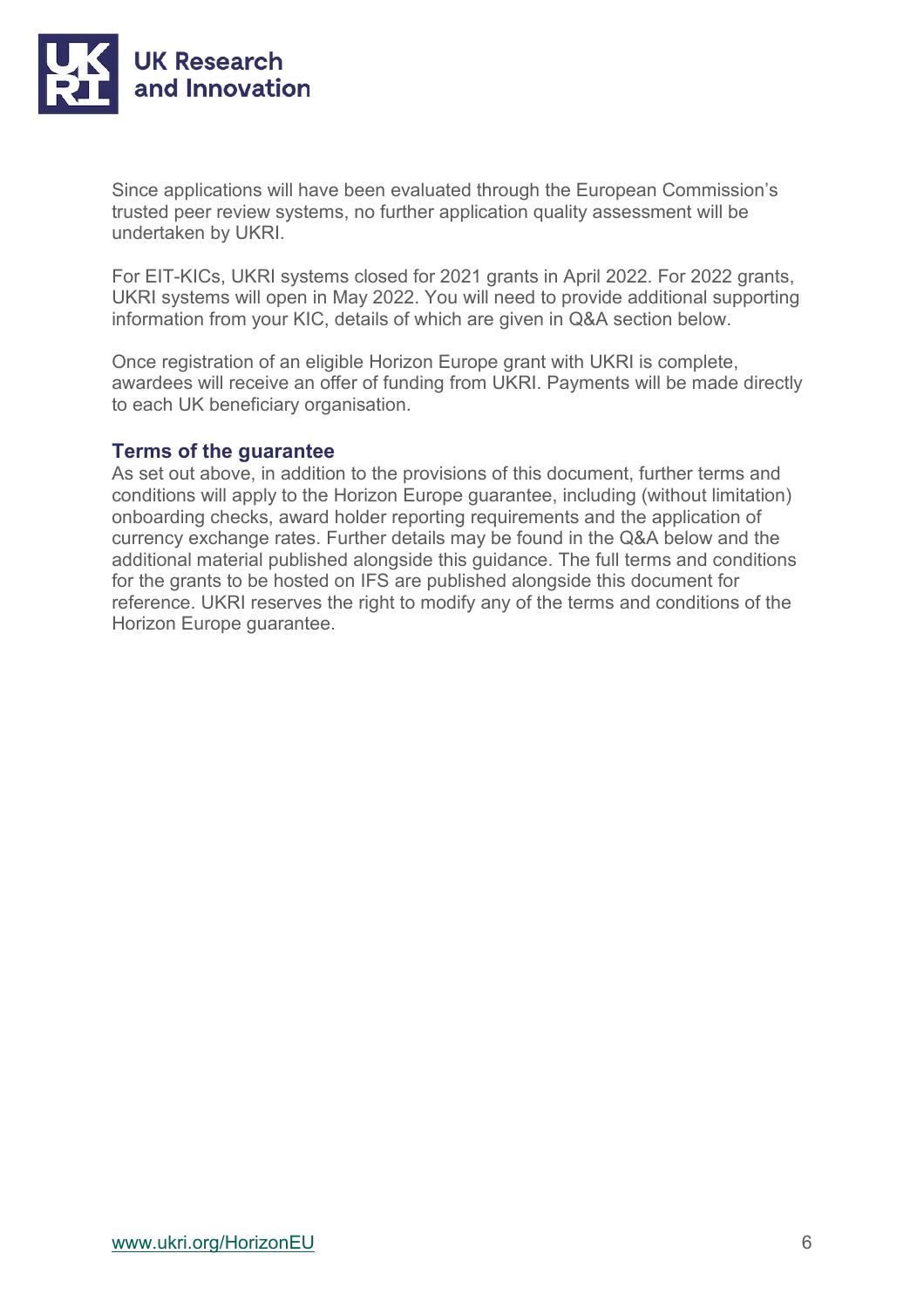Since applications will have been evaluated through the European Commission's trusted peer review systems, no further application quality assessment will be undertaken by UKRI.

For EIT-KICs, UKRI systems closed for 2021 grants in April 2022. For 2022 grants, UKRI systems will open in May 2022. You will need to provide additional supporting information from your KIC, details of which are given in Q&A section below.

Once registration of an eligible Horizon Europe grant with UKRI is complete, awardees will receive an offer of funding from UKRI. Payments will be made directly to each UK beneficiary organisation.

### Terms of the guarantee

As set out above, in addition to the provisions of this document, further terms and conditions will apply to the Horizon Europe guarantee, including (without limitation) onboarding checks, award holder reporting requirements and the application of currency exchange rates. Further details may be found in the Q&A below and the additional material published alongside this guidance. The full terms and conditions for the grants to be hosted on IFS are published alongside this document for reference. UKRI reserves the right to modify any of the terms and conditions of the Horizon Europe guarantee.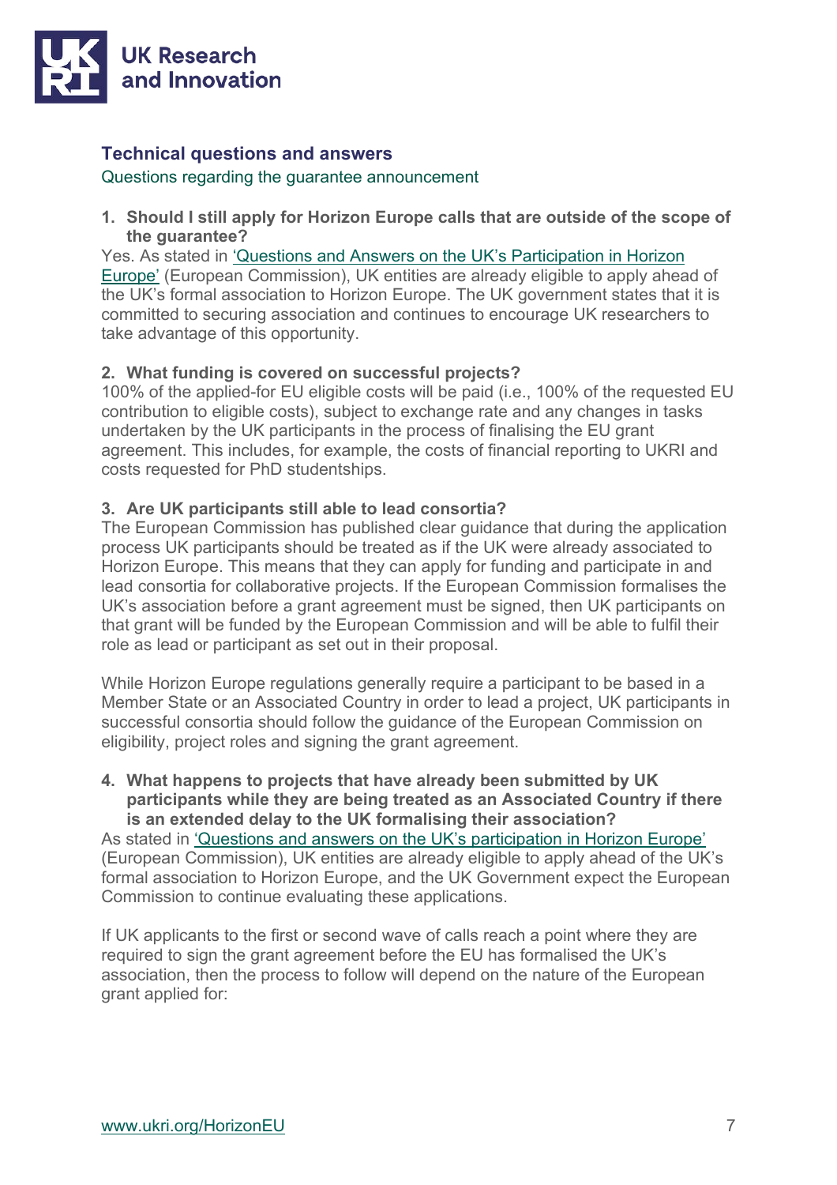## Technical questions and answers

### Questions regarding the guarantee announcement

1. **Should I still apply for Horizon Europe calls that are outside of the scope of the guarantee?**

Yes. As stated in 'Questions and Answers on the UK's Participation in Horizon Europe' (European Commission), UK entities are already eligible to apply ahead of the UK's formal association to Horizon Europe. The UK government states that it is committed to securing association and continues to encourage UK researchers to take advantage of this opportunity.

2. **What funding is covered on successful projects?**

100% of the applied-for EU eligible costs will be paid (i.e., 100% of the requested EU contribution to eligible costs), subject to exchange rate and any changes in tasks undertaken by the UK participants in the process of finalising the EU grant agreement. This includes, for example, the costs of financial reporting to UKRI and costs requested for PhD studentships.

3. **Are UK participants still able to lead consortia?**

The European Commission has published clear guidance that during the application process UK participants should be treated as if the UK were already associated to Horizon Europe. This means that they can apply for funding and participate in and lead consortia for collaborative projects. If the European Commission formalises the UK's association before a grant agreement must be signed, then UK participants on that grant will be funded by the European Commission and will be able to fulfil their role as lead or participant as set out in their proposal.

While Horizon Europe regulations generally require a participant to be based in a Member State or an Associated Country in order to lead a project, UK participants in successful consortia should follow the guidance of the European Commission on eligibility, project roles and signing the grant agreement.

4. **What happens to projects that have already been submitted by UK participants while they are being treated as an Associated Country if there is an extended delay to the UK formalising their association?**

As stated in 'Questions and answers on the UK's participation in Horizon Europe' (European Commission), UK entities are already eligible to apply ahead of the UK's formal association to Horizon Europe, and the UK Government expect the European Commission to continue evaluating these applications.

If UK applicants to the first or second wave of calls reach a point where they are required to sign the grant agreement before the EU has formalised the UK's association, then the process to follow will depend on the nature of the European grant applied for: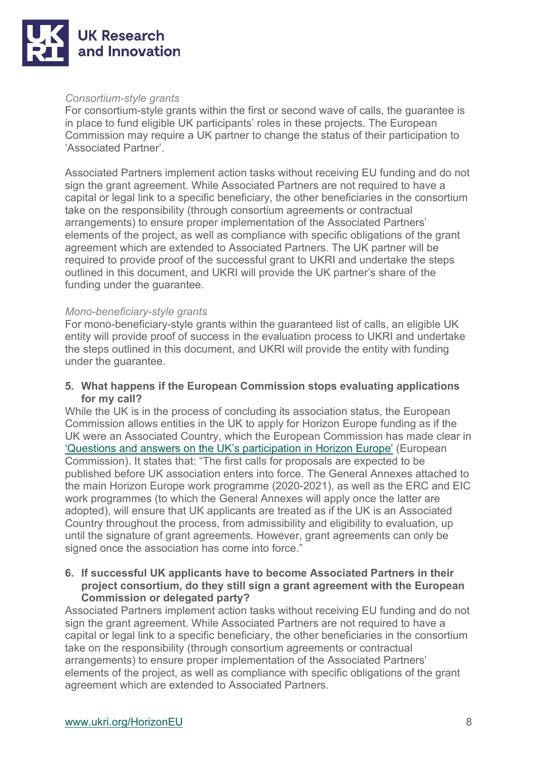*Consortium-style grants*

For consortium-style grants within the first or second wave of calls, the guarantee is in place to fund eligible UK participants' roles in these projects. The European Commission may require a UK partner to change the status of their participation to 'Associated Partner'.

Associated Partners implement action tasks without receiving EU funding and do not sign the grant agreement. While Associated Partners are not required to have a capital or legal link to a specific beneficiary, the other beneficiaries in the consortium take on the responsibility (through consortium agreements or contractual arrangements) to ensure proper implementation of the Associated Partners' elements of the project, as well as compliance with specific obligations of the grant agreement which are extended to Associated Partners. The UK partner will be required to provide proof of the successful grant to UKRI and undertake the steps outlined in this document, and UKRI will provide the UK partner's share of the funding under the guarantee.

*Mono-beneficiary-style grants*

For mono-beneficiary-style grants within the guaranteed list of calls, an eligible UK entity will provide proof of success in the evaluation process to UKRI and undertake the steps outlined in this document, and UKRI will provide the entity with funding under the guarantee.

**5. What happens if the European Commission stops evaluating applications for my call?**

While the UK is in the process of concluding its association status, the European Commission allows entities in the UK to apply for Horizon Europe funding as if the UK were an Associated Country, which the European Commission has made clear in 'Questions and answers on the UK's participation in Horizon Europe' (European Commission). It states that: "The first calls for proposals are expected to be published before UK association enters into force. The General Annexes attached to the main Horizon Europe work programme (2020-2021), as well as the ERC and EIC work programmes (to which the General Annexes will apply once the latter are adopted), will ensure that UK applicants are treated as if the UK is an Associated Country throughout the process, from admissibility and eligibility to evaluation, up until the signature of grant agreements. However, grant agreements can only be signed once the association has come into force."

**6. If successful UK applicants have to become Associated Partners in their project consortium, do they still sign a grant agreement with the European Commission or delegated party?**

Associated Partners implement action tasks without receiving EU funding and do not sign the grant agreement. While Associated Partners are not required to have a capital or legal link to a specific beneficiary, the other beneficiaries in the consortium take on the responsibility (through consortium agreements or contractual arrangements) to ensure proper implementation of the Associated Partners' elements of the project, as well as compliance with specific obligations of the grant agreement which are extended to Associated Partners.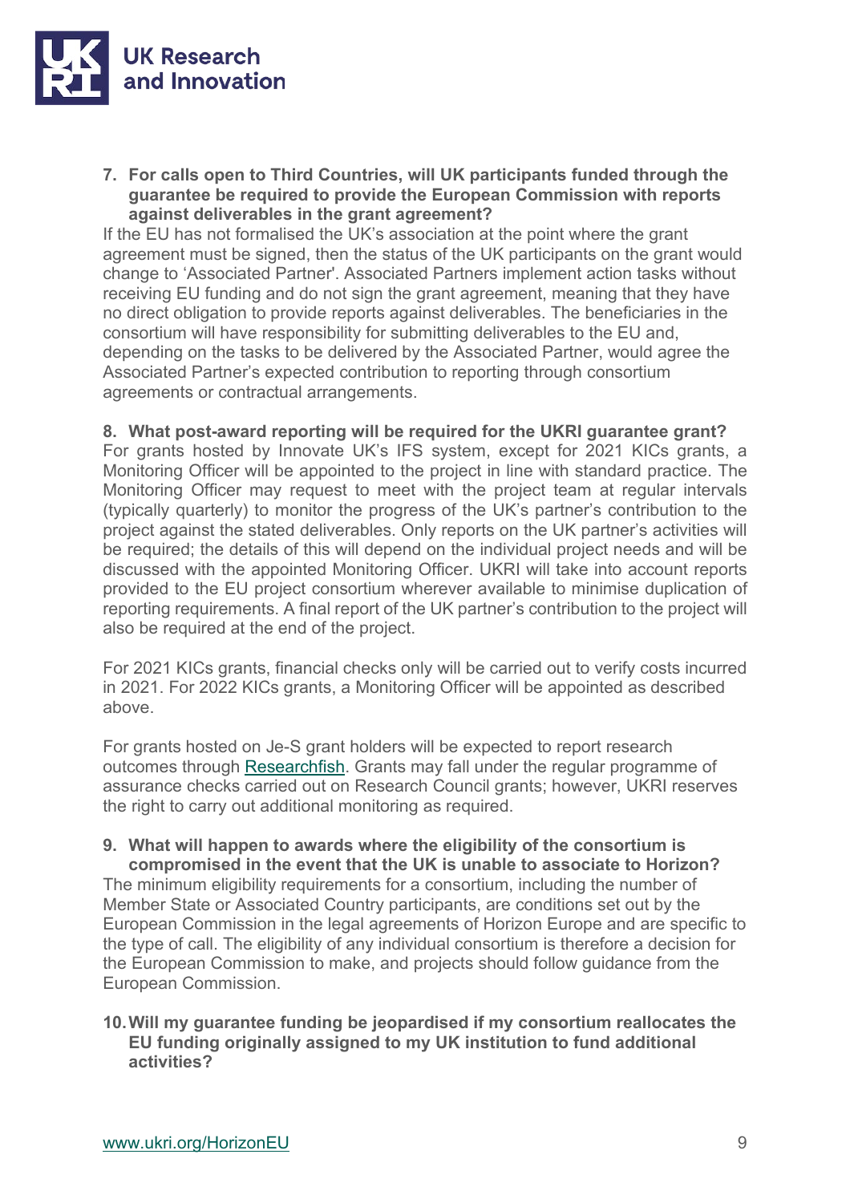**7. For calls open to Third Countries, will UK participants funded through the guarantee be required to provide the European Commission with reports against deliverables in the grant agreement?**

If the EU has not formalised the UK's association at the point where the grant agreement must be signed, then the status of the UK participants on the grant would change to 'Associated Partner'. Associated Partners implement action tasks without receiving EU funding and do not sign the grant agreement, meaning that they have no direct obligation to provide reports against deliverables. The beneficiaries in the consortium will have responsibility for submitting deliverables to the EU and, depending on the tasks to be delivered by the Associated Partner, would agree the Associated Partner's expected contribution to reporting through consortium agreements or contractual arrangements.

**8. What post-award reporting will be required for the UKRI guarantee grant?**

For grants hosted by Innovate UK's IFS system, except for 2021 KICs grants, a Monitoring Officer will be appointed to the project in line with standard practice. The Monitoring Officer may request to meet with the project team at regular intervals (typically quarterly) to monitor the progress of the UK's partner's contribution to the project against the stated deliverables. Only reports on the UK partner's activities will be required; the details of this will depend on the individual project needs and will be discussed with the appointed Monitoring Officer. UKRI will take into account reports provided to the EU project consortium wherever available to minimise duplication of reporting requirements. A final report of the UK partner's contribution to the project will also be required at the end of the project.

For 2021 KICs grants, financial checks only will be carried out to verify costs incurred in 2021. For 2022 KICs grants, a Monitoring Officer will be appointed as described above.

For grants hosted on Je-S grant holders will be expected to report research outcomes through [Researchfish](). Grants may fall under the regular programme of assurance checks carried out on Research Council grants; however, UKRI reserves the right to carry out additional monitoring as required.

**9. What will happen to awards where the eligibility of the consortium is compromised in the event that the UK is unable to associate to Horizon?**

The minimum eligibility requirements for a consortium, including the number of Member State or Associated Country participants, are conditions set out by the European Commission in the legal agreements of Horizon Europe and are specific to the type of call. The eligibility of any individual consortium is therefore a decision for the European Commission to make, and projects should follow guidance from the European Commission.

**10. Will my guarantee funding be jeopardised if my consortium reallocates the EU funding originally assigned to my UK institution to fund additional activities?**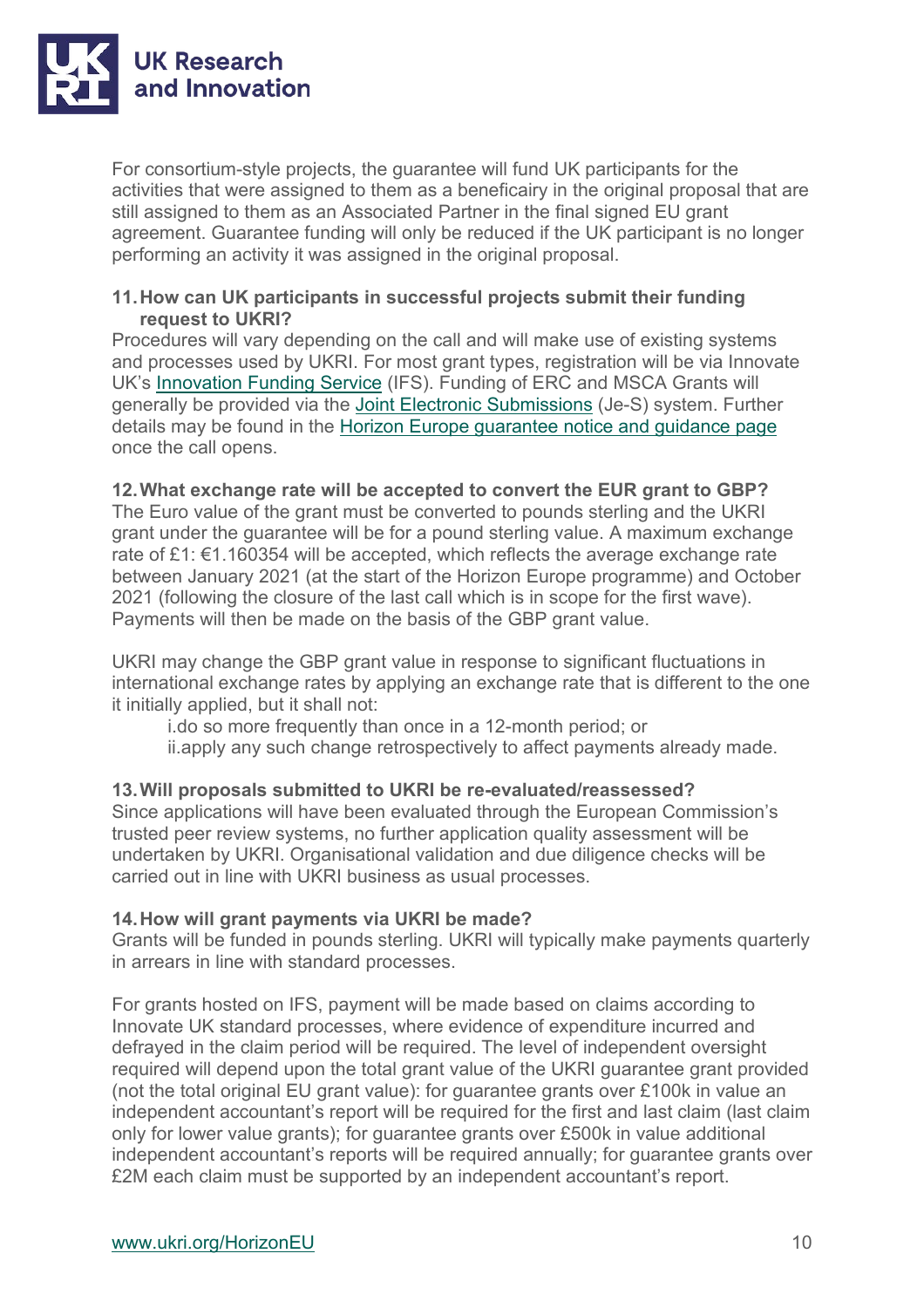For consortium-style projects, the guarantee will fund UK participants for the activities that were assigned to them as a beneficairy in the original proposal that are still assigned to them as an Associated Partner in the final signed EU grant agreement. Guarantee funding will only be reduced if the UK participant is no longer performing an activity it was assigned in the original proposal.

**11. How can UK participants in successful projects submit their funding request to UKRI?**

Procedures will vary depending on the call and will make use of existing systems and processes used by UKRI. For most grant types, registration will be via Innovate UK's [Innovation Funding Service](#) (IFS). Funding of ERC and MSCA Grants will generally be provided via the [Joint Electronic Submissions](#) (Je-S) system. Further details may be found in the [Horizon Europe guarantee notice and guidance page](#) once the call opens.

**12. What exchange rate will be accepted to convert the EUR grant to GBP?**

The Euro value of the grant must be converted to pounds sterling and the UKRI grant under the guarantee will be for a pound sterling value. A maximum exchange rate of £1: €1.160354 will be accepted, which reflects the average exchange rate between January 2021 (at the start of the Horizon Europe programme) and October 2021 (following the closure of the last call which is in scope for the first wave). Payments will then be made on the basis of the GBP grant value.

UKRI may change the GBP grant value in response to significant fluctuations in international exchange rates by applying an exchange rate that is different to the one it initially applied, but it shall not:

i. do so more frequently than once in a 12-month period; or
ii. apply any such change retrospectively to affect payments already made.

**13. Will proposals submitted to UKRI be re-evaluated/reassessed?**

Since applications will have been evaluated through the European Commission's trusted peer review systems, no further application quality assessment will be undertaken by UKRI. Organisational validation and due diligence checks will be carried out in line with UKRI business as usual processes.

**14. How will grant payments via UKRI be made?**

Grants will be funded in pounds sterling. UKRI will typically make payments quarterly in arrears in line with standard processes.

For grants hosted on IFS, payment will be made based on claims according to Innovate UK standard processes, where evidence of expenditure incurred and defrayed in the claim period will be required. The level of independent oversight required will depend upon the total grant value of the UKRI guarantee grant provided (not the total original EU grant value): for guarantee grants over £100k in value an independent accountant's report will be required for the first and last claim (last claim only for lower value grants); for guarantee grants over £500k in value additional independent accountant's reports will be required annually; for guarantee grants over £2M each claim must be supported by an independent accountant's report.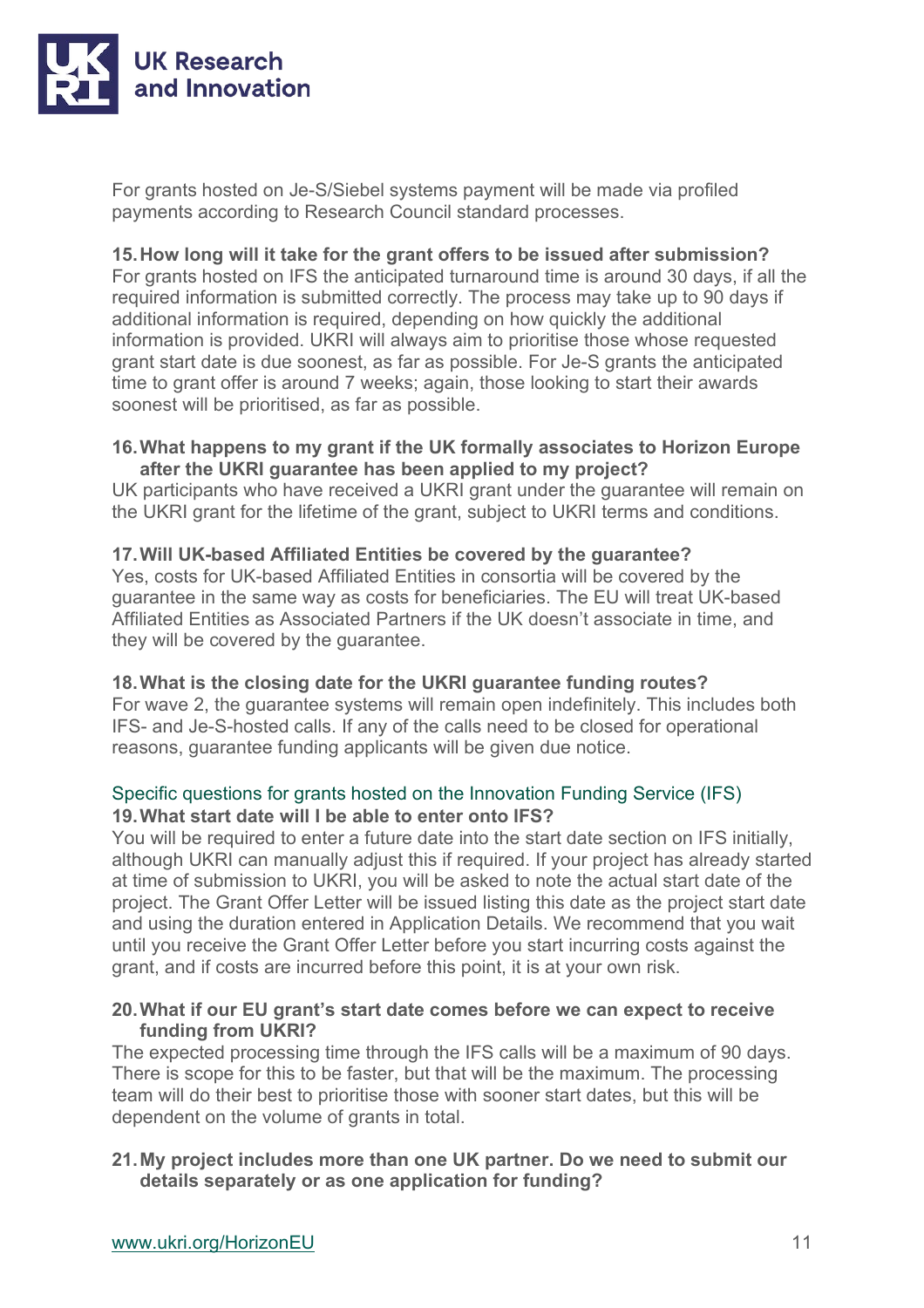For grants hosted on Je-S/Siebel systems payment will be made via profiled payments according to Research Council standard processes.

**15. How long will it take for the grant offers to be issued after submission?**

For grants hosted on IFS the anticipated turnaround time is around 30 days, if all the required information is submitted correctly. The process may take up to 90 days if additional information is required, depending on how quickly the additional information is provided. UKRI will always aim to prioritise those whose requested grant start date is due soonest, as far as possible. For Je-S grants the anticipated time to grant offer is around 7 weeks; again, those looking to start their awards soonest will be prioritised, as far as possible.

**16. What happens to my grant if the UK formally associates to Horizon Europe after the UKRI guarantee has been applied to my project?**

UK participants who have received a UKRI grant under the guarantee will remain on the UKRI grant for the lifetime of the grant, subject to UKRI terms and conditions.

**17. Will UK-based Affiliated Entities be covered by the guarantee?**

Yes, costs for UK-based Affiliated Entities in consortia will be covered by the guarantee in the same way as costs for beneficiaries. The EU will treat UK-based Affiliated Entities as Associated Partners if the UK doesn't associate in time, and they will be covered by the guarantee.

**18. What is the closing date for the UKRI guarantee funding routes?**

For wave 2, the guarantee systems will remain open indefinitely. This includes both IFS- and Je-S-hosted calls. If any of the calls need to be closed for operational reasons, guarantee funding applicants will be given due notice.

## Specific questions for grants hosted on the Innovation Funding Service (IFS)

**19. What start date will I be able to enter onto IFS?**

You will be required to enter a future date into the start date section on IFS initially, although UKRI can manually adjust this if required. If your project has already started at time of submission to UKRI, you will be asked to note the actual start date of the project. The Grant Offer Letter will be issued listing this date as the project start date and using the duration entered in Application Details. We recommend that you wait until you receive the Grant Offer Letter before you start incurring costs against the grant, and if costs are incurred before this point, it is at your own risk.

**20. What if our EU grant's start date comes before we can expect to receive funding from UKRI?**

The expected processing time through the IFS calls will be a maximum of 90 days. There is scope for this to be faster, but that will be the maximum. The processing team will do their best to prioritise those with sooner start dates, but this will be dependent on the volume of grants in total.

**21. My project includes more than one UK partner. Do we need to submit our details separately or as one application for funding?**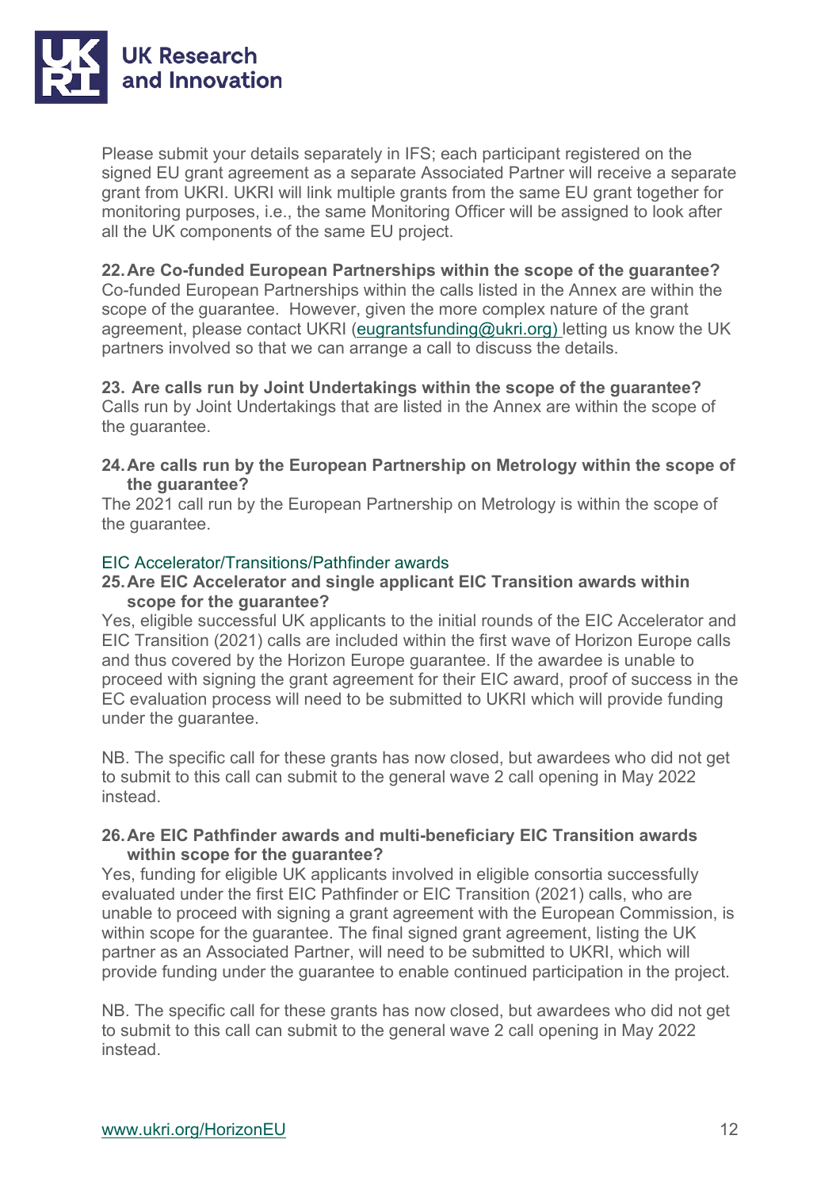Please submit your details separately in IFS; each participant registered on the signed EU grant agreement as a separate Associated Partner will receive a separate grant from UKRI. UKRI will link multiple grants from the same EU grant together for monitoring purposes, i.e., the same Monitoring Officer will be assigned to look after all the UK components of the same EU project.

**22. Are Co-funded European Partnerships within the scope of the guarantee?**

Co-funded European Partnerships within the calls listed in the Annex are within the scope of the guarantee. However, given the more complex nature of the grant agreement, please contact UKRI (eugrantsfunding@ukri.org) letting us know the UK partners involved so that we can arrange a call to discuss the details.

**23. Are calls run by Joint Undertakings within the scope of the guarantee?**

Calls run by Joint Undertakings that are listed in the Annex are within the scope of the guarantee.

**24. Are calls run by the European Partnership on Metrology within the scope of the guarantee?**

The 2021 call run by the European Partnership on Metrology is within the scope of the guarantee.

### EIC Accelerator/Transitions/Pathfinder awards

**25. Are EIC Accelerator and single applicant EIC Transition awards within scope for the guarantee?**

Yes, eligible successful UK applicants to the initial rounds of the EIC Accelerator and EIC Transition (2021) calls are included within the first wave of Horizon Europe calls and thus covered by the Horizon Europe guarantee. If the awardee is unable to proceed with signing the grant agreement for their EIC award, proof of success in the EC evaluation process will need to be submitted to UKRI which will provide funding under the guarantee.

NB. The specific call for these grants has now closed, but awardees who did not get to submit to this call can submit to the general wave 2 call opening in May 2022 instead.

**26. Are EIC Pathfinder awards and multi-beneficiary EIC Transition awards within scope for the guarantee?**

Yes, funding for eligible UK applicants involved in eligible consortia successfully evaluated under the first EIC Pathfinder or EIC Transition (2021) calls, who are unable to proceed with signing a grant agreement with the European Commission, is within scope for the guarantee. The final signed grant agreement, listing the UK partner as an Associated Partner, will need to be submitted to UKRI, which will provide funding under the guarantee to enable continued participation in the project.

NB. The specific call for these grants has now closed, but awardees who did not get to submit to this call can submit to the general wave 2 call opening in May 2022 instead.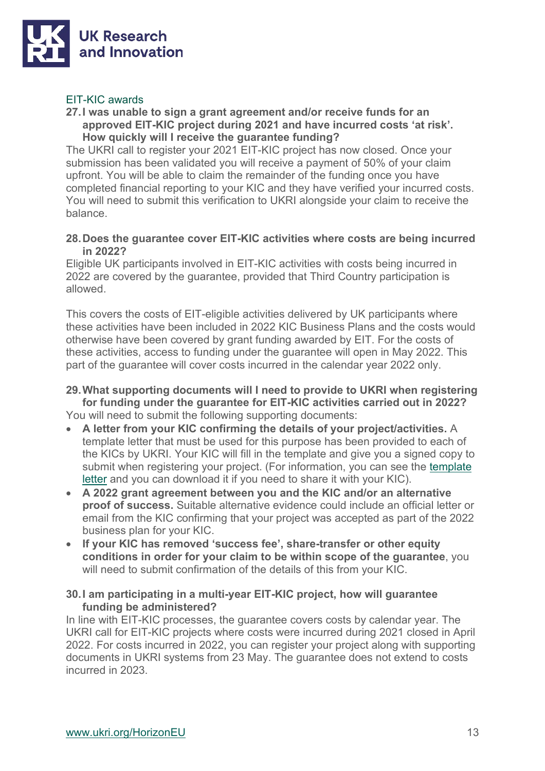## EIT-KIC awards

**27. I was unable to sign a grant agreement and/or receive funds for an approved EIT-KIC project during 2021 and have incurred costs 'at risk'. How quickly will I receive the guarantee funding?**

The UKRI call to register your 2021 EIT-KIC project has now closed. Once your submission has been validated you will receive a payment of 50% of your claim upfront. You will be able to claim the remainder of the funding once you have completed financial reporting to your KIC and they have verified your incurred costs. You will need to submit this verification to UKRI alongside your claim to receive the balance.

**28. Does the guarantee cover EIT-KIC activities where costs are being incurred in 2022?**

Eligible UK participants involved in EIT-KIC activities with costs being incurred in 2022 are covered by the guarantee, provided that Third Country participation is allowed.

This covers the costs of EIT-eligible activities delivered by UK participants where these activities have been included in 2022 KIC Business Plans and the costs would otherwise have been covered by grant funding awarded by EIT. For the costs of these activities, access to funding under the guarantee will open in May 2022. This part of the guarantee will cover costs incurred in the calendar year 2022 only.

**29. What supporting documents will I need to provide to UKRI when registering for funding under the guarantee for EIT-KIC activities carried out in 2022?**

You will need to submit the following supporting documents:

- **A letter from your KIC confirming the details of your project/activities.** A template letter that must be used for this purpose has been provided to each of the KICs by UKRI. Your KIC will fill in the template and give you a signed copy to submit when registering your project. (For information, you can see the template letter and you can download it if you need to share it with your KIC).
- **A 2022 grant agreement between you and the KIC and/or an alternative proof of success.** Suitable alternative evidence could include an official letter or email from the KIC confirming that your project was accepted as part of the 2022 business plan for your KIC.
- **If your KIC has removed 'success fee', share-transfer or other equity conditions in order for your claim to be within scope of the guarantee**, you will need to submit confirmation of the details of this from your KIC.

**30. I am participating in a multi-year EIT-KIC project, how will guarantee funding be administered?**

In line with EIT-KIC processes, the guarantee covers costs by calendar year. The UKRI call for EIT-KIC projects where costs were incurred during 2021 closed in April 2022. For costs incurred in 2022, you can register your project along with supporting documents in UKRI systems from 23 May. The guarantee does not extend to costs incurred in 2023.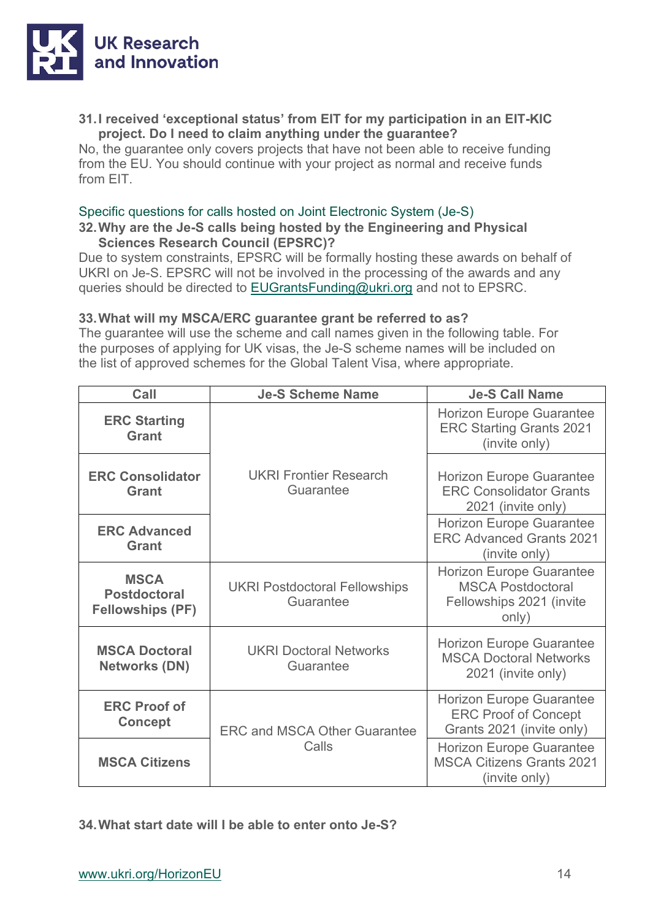**31. I received 'exceptional status' from EIT for my participation in an EIT-KIC project. Do I need to claim anything under the guarantee?**

No, the guarantee only covers projects that have not been able to receive funding from the EU. You should continue with your project as normal and receive funds from EIT.

## Specific questions for calls hosted on Joint Electronic System (Je-S)

**32. Why are the Je-S calls being hosted by the Engineering and Physical Sciences Research Council (EPSRC)?**

Due to system constraints, EPSRC will be formally hosting these awards on behalf of UKRI on Je-S. EPSRC will not be involved in the processing of the awards and any queries should be directed to EUGrantsFunding@ukri.org and not to EPSRC.

**33. What will my MSCA/ERC guarantee grant be referred to as?**

The guarantee will use the scheme and call names given in the following table. For the purposes of applying for UK visas, the Je-S scheme names will be included on the list of approved schemes for the Global Talent Visa, where appropriate.

| Call | Je-S Scheme Name | Je-S Call Name |
|---|---|---|
| **ERC Starting Grant** | UKRI Frontier Research Guarantee | Horizon Europe Guarantee ERC Starting Grants 2021 (invite only) |
| **ERC Consolidator Grant** | UKRI Frontier Research Guarantee | Horizon Europe Guarantee ERC Consolidator Grants 2021 (invite only) |
| **ERC Advanced Grant** | UKRI Frontier Research Guarantee | Horizon Europe Guarantee ERC Advanced Grants 2021 (invite only) |
| **MSCA Postdoctoral Fellowships (PF)** | UKRI Postdoctoral Fellowships Guarantee | Horizon Europe Guarantee MSCA Postdoctoral Fellowships 2021 (invite only) |
| **MSCA Doctoral Networks (DN)** | UKRI Doctoral Networks Guarantee | Horizon Europe Guarantee MSCA Doctoral Networks 2021 (invite only) |
| **ERC Proof of Concept** | ERC and MSCA Other Guarantee Calls | Horizon Europe Guarantee ERC Proof of Concept Grants 2021 (invite only) |
| **MSCA Citizens** | ERC and MSCA Other Guarantee Calls | Horizon Europe Guarantee MSCA Citizens Grants 2021 (invite only) |

**34. What start date will I be able to enter onto Je-S?**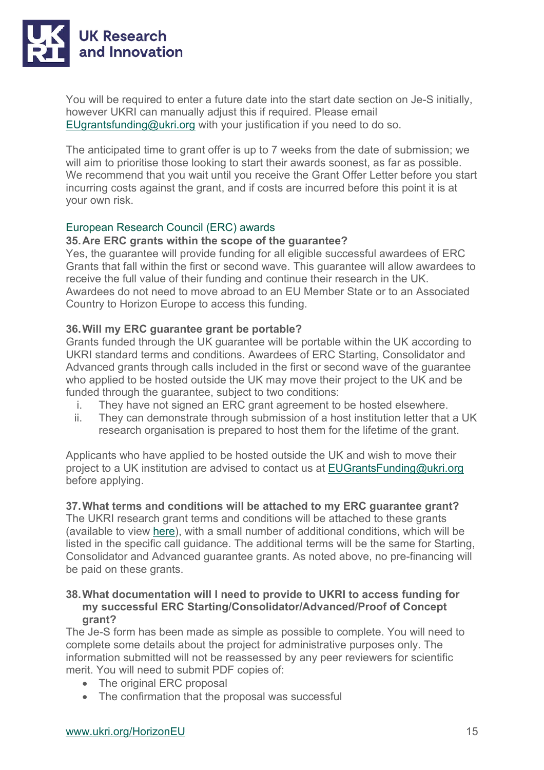You will be required to enter a future date into the start date section on Je-S initially, however UKRI can manually adjust this if required. Please email EUgrantsfunding@ukri.org with your justification if you need to do so.

The anticipated time to grant offer is up to 7 weeks from the date of submission; we will aim to prioritise those looking to start their awards soonest, as far as possible. We recommend that you wait until you receive the Grant Offer Letter before you start incurring costs against the grant, and if costs are incurred before this point it is at your own risk.

## European Research Council (ERC) awards

### 35. Are ERC grants within the scope of the guarantee?

Yes, the guarantee will provide funding for all eligible successful awardees of ERC Grants that fall within the first or second wave. This guarantee will allow awardees to receive the full value of their funding and continue their research in the UK. Awardees do not need to move abroad to an EU Member State or to an Associated Country to Horizon Europe to access this funding.

### 36. Will my ERC guarantee grant be portable?

Grants funded through the UK guarantee will be portable within the UK according to UKRI standard terms and conditions. Awardees of ERC Starting, Consolidator and Advanced grants through calls included in the first or second wave of the guarantee who applied to be hosted outside the UK may move their project to the UK and be funded through the guarantee, subject to two conditions:

i. They have not signed an ERC grant agreement to be hosted elsewhere.
ii. They can demonstrate through submission of a host institution letter that a UK research organisation is prepared to host them for the lifetime of the grant.

Applicants who have applied to be hosted outside the UK and wish to move their project to a UK institution are advised to contact us at EUGrantsFunding@ukri.org before applying.

### 37. What terms and conditions will be attached to my ERC guarantee grant?

The UKRI research grant terms and conditions will be attached to these grants (available to view here), with a small number of additional conditions, which will be listed in the specific call guidance. The additional terms will be the same for Starting, Consolidator and Advanced guarantee grants. As noted above, no pre-financing will be paid on these grants.

### 38. What documentation will I need to provide to UKRI to access funding for my successful ERC Starting/Consolidator/Advanced/Proof of Concept grant?

The Je-S form has been made as simple as possible to complete. You will need to complete some details about the project for administrative purposes only. The information submitted will not be reassessed by any peer reviewers for scientific merit. You will need to submit PDF copies of:

- The original ERC proposal
- The confirmation that the proposal was successful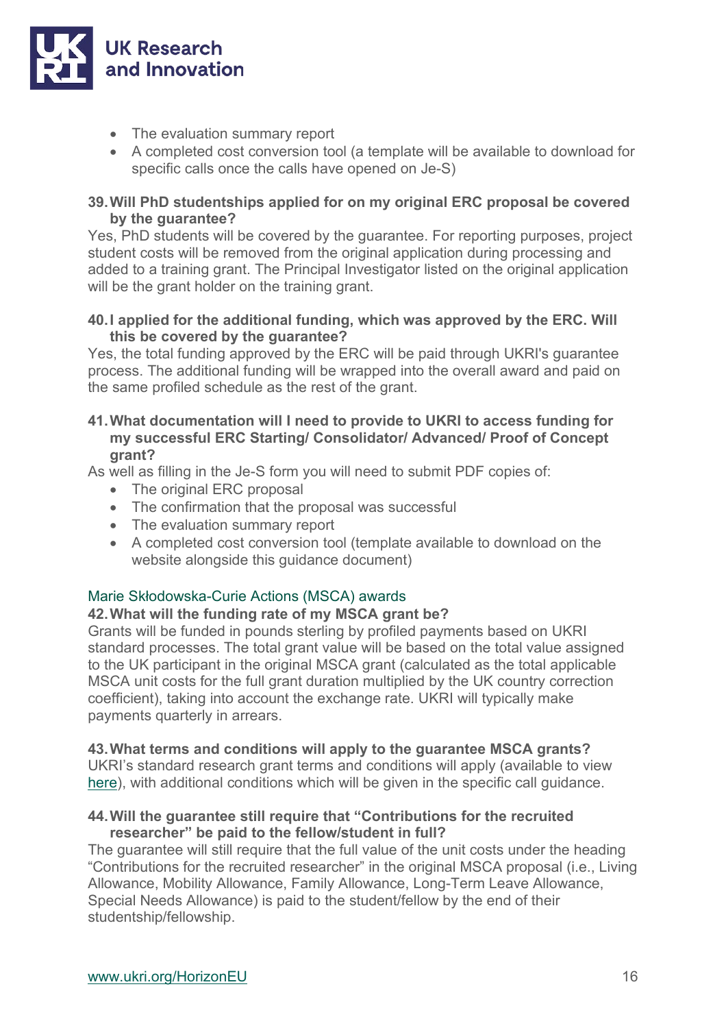- The evaluation summary report
- A completed cost conversion tool (a template will be available to download for specific calls once the calls have opened on Je-S)

**39. Will PhD studentships applied for on my original ERC proposal be covered by the guarantee?**

Yes, PhD students will be covered by the guarantee. For reporting purposes, project student costs will be removed from the original application during processing and added to a training grant. The Principal Investigator listed on the original application will be the grant holder on the training grant.

**40. I applied for the additional funding, which was approved by the ERC. Will this be covered by the guarantee?**

Yes, the total funding approved by the ERC will be paid through UKRI's guarantee process. The additional funding will be wrapped into the overall award and paid on the same profiled schedule as the rest of the grant.

**41. What documentation will I need to provide to UKRI to access funding for my successful ERC Starting/ Consolidator/ Advanced/ Proof of Concept grant?**

As well as filling in the Je-S form you will need to submit PDF copies of:

- The original ERC proposal
- The confirmation that the proposal was successful
- The evaluation summary report
- A completed cost conversion tool (template available to download on the website alongside this guidance document)

## Marie Skłodowska-Curie Actions (MSCA) awards

**42. What will the funding rate of my MSCA grant be?**

Grants will be funded in pounds sterling by profiled payments based on UKRI standard processes. The total grant value will be based on the total value assigned to the UK participant in the original MSCA grant (calculated as the total applicable MSCA unit costs for the full grant duration multiplied by the UK country correction coefficient), taking into account the exchange rate. UKRI will typically make payments quarterly in arrears.

**43. What terms and conditions will apply to the guarantee MSCA grants?**

UKRI's standard research grant terms and conditions will apply (available to view here), with additional conditions which will be given in the specific call guidance.

**44. Will the guarantee still require that "Contributions for the recruited researcher" be paid to the fellow/student in full?**

The guarantee will still require that the full value of the unit costs under the heading "Contributions for the recruited researcher" in the original MSCA proposal (i.e., Living Allowance, Mobility Allowance, Family Allowance, Long-Term Leave Allowance, Special Needs Allowance) is paid to the student/fellow by the end of their studentship/fellowship.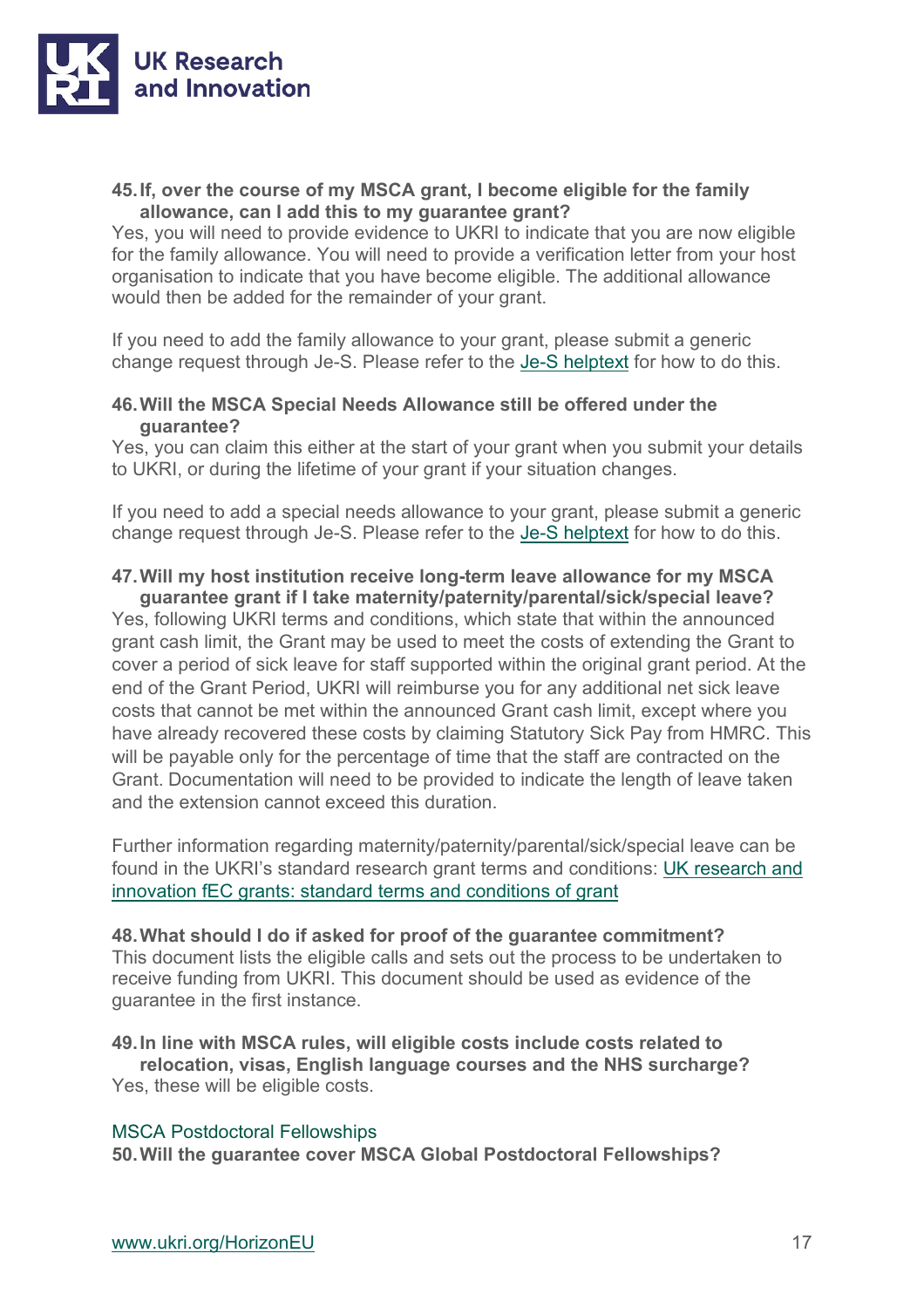**45. If, over the course of my MSCA grant, I become eligible for the family allowance, can I add this to my guarantee grant?**

Yes, you will need to provide evidence to UKRI to indicate that you are now eligible for the family allowance. You will need to provide a verification letter from your host organisation to indicate that you have become eligible. The additional allowance would then be added for the remainder of your grant.

If you need to add the family allowance to your grant, please submit a generic change request through Je-S. Please refer to the [Je-S helptext](#) for how to do this.

**46. Will the MSCA Special Needs Allowance still be offered under the guarantee?**

Yes, you can claim this either at the start of your grant when you submit your details to UKRI, or during the lifetime of your grant if your situation changes.

If you need to add a special needs allowance to your grant, please submit a generic change request through Je-S. Please refer to the [Je-S helptext](#) for how to do this.

**47. Will my host institution receive long-term leave allowance for my MSCA guarantee grant if I take maternity/paternity/parental/sick/special leave?**

Yes, following UKRI terms and conditions, which state that within the announced grant cash limit, the Grant may be used to meet the costs of extending the Grant to cover a period of sick leave for staff supported within the original grant period. At the end of the Grant Period, UKRI will reimburse you for any additional net sick leave costs that cannot be met within the announced Grant cash limit, except where you have already recovered these costs by claiming Statutory Sick Pay from HMRC. This will be payable only for the percentage of time that the staff are contracted on the Grant. Documentation will need to be provided to indicate the length of leave taken and the extension cannot exceed this duration.

Further information regarding maternity/paternity/parental/sick/special leave can be found in the UKRI's standard research grant terms and conditions: [UK research and innovation fEC grants: standard terms and conditions of grant](#)

**48. What should I do if asked for proof of the guarantee commitment?**

This document lists the eligible calls and sets out the process to be undertaken to receive funding from UKRI. This document should be used as evidence of the guarantee in the first instance.

**49. In line with MSCA rules, will eligible costs include costs related to relocation, visas, English language courses and the NHS surcharge?**

Yes, these will be eligible costs.

### MSCA Postdoctoral Fellowships

**50. Will the guarantee cover MSCA Global Postdoctoral Fellowships?**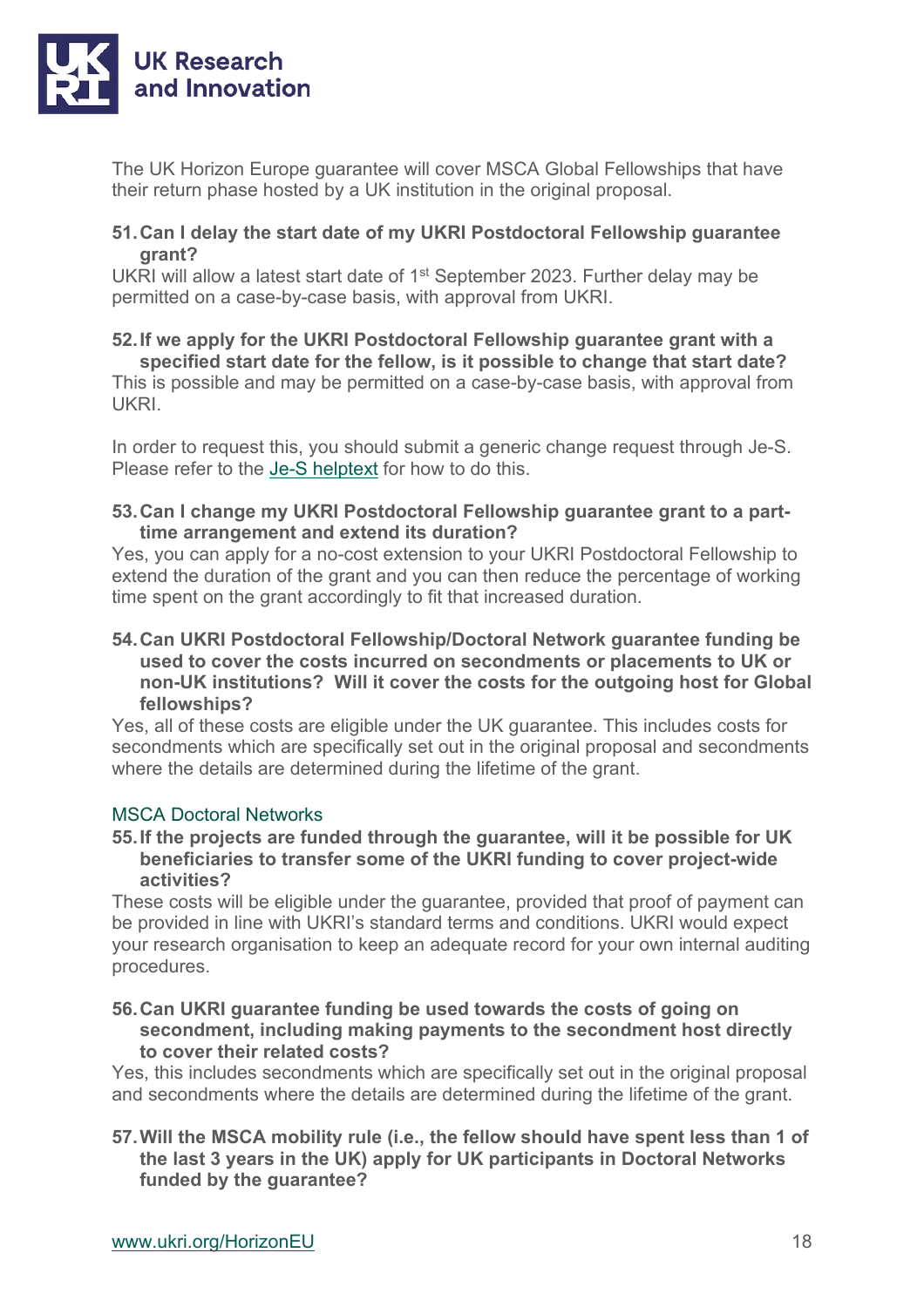The UK Horizon Europe guarantee will cover MSCA Global Fellowships that have their return phase hosted by a UK institution in the original proposal.

**51. Can I delay the start date of my UKRI Postdoctoral Fellowship guarantee grant?**

UKRI will allow a latest start date of 1st September 2023. Further delay may be permitted on a case-by-case basis, with approval from UKRI.

**52. If we apply for the UKRI Postdoctoral Fellowship guarantee grant with a specified start date for the fellow, is it possible to change that start date?**

This is possible and may be permitted on a case-by-case basis, with approval from UKRI.

In order to request this, you should submit a generic change request through Je-S. Please refer to the Je-S helptext for how to do this.

**53. Can I change my UKRI Postdoctoral Fellowship guarantee grant to a part-time arrangement and extend its duration?**

Yes, you can apply for a no-cost extension to your UKRI Postdoctoral Fellowship to extend the duration of the grant and you can then reduce the percentage of working time spent on the grant accordingly to fit that increased duration.

**54. Can UKRI Postdoctoral Fellowship/Doctoral Network guarantee funding be used to cover the costs incurred on secondments or placements to UK or non-UK institutions? Will it cover the costs for the outgoing host for Global fellowships?**

Yes, all of these costs are eligible under the UK guarantee. This includes costs for secondments which are specifically set out in the original proposal and secondments where the details are determined during the lifetime of the grant.

## MSCA Doctoral Networks

**55. If the projects are funded through the guarantee, will it be possible for UK beneficiaries to transfer some of the UKRI funding to cover project-wide activities?**

These costs will be eligible under the guarantee, provided that proof of payment can be provided in line with UKRI's standard terms and conditions. UKRI would expect your research organisation to keep an adequate record for your own internal auditing procedures.

**56. Can UKRI guarantee funding be used towards the costs of going on secondment, including making payments to the secondment host directly to cover their related costs?**

Yes, this includes secondments which are specifically set out in the original proposal and secondments where the details are determined during the lifetime of the grant.

**57. Will the MSCA mobility rule (i.e., the fellow should have spent less than 1 of the last 3 years in the UK) apply for UK participants in Doctoral Networks funded by the guarantee?**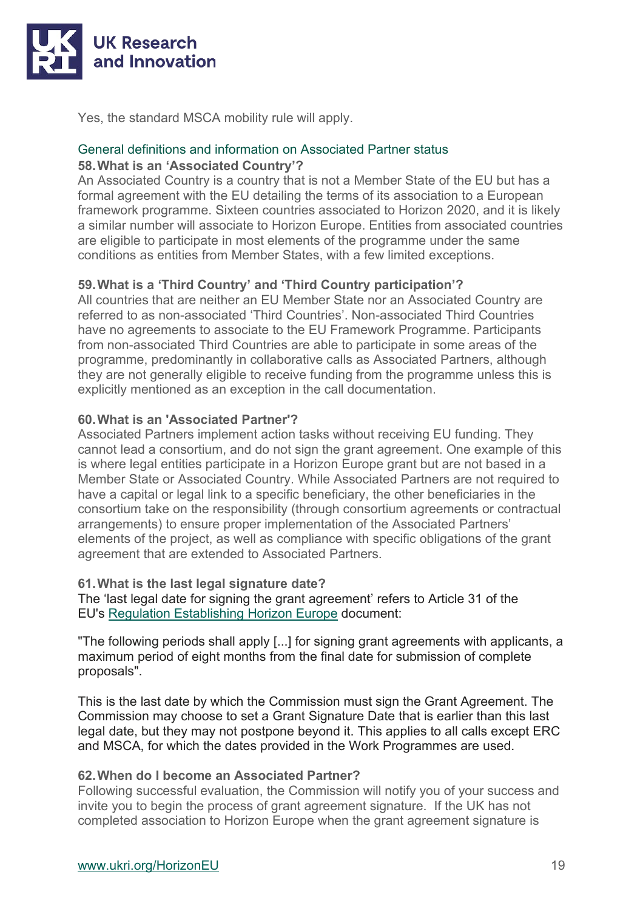Yes, the standard MSCA mobility rule will apply.

## General definitions and information on Associated Partner status

**58. What is an 'Associated Country'?**

An Associated Country is a country that is not a Member State of the EU but has a formal agreement with the EU detailing the terms of its association to a European framework programme. Sixteen countries associated to Horizon 2020, and it is likely a similar number will associate to Horizon Europe. Entities from associated countries are eligible to participate in most elements of the programme under the same conditions as entities from Member States, with a few limited exceptions.

**59. What is a 'Third Country' and 'Third Country participation'?**

All countries that are neither an EU Member State nor an Associated Country are referred to as non-associated 'Third Countries'. Non-associated Third Countries have no agreements to associate to the EU Framework Programme. Participants from non-associated Third Countries are able to participate in some areas of the programme, predominantly in collaborative calls as Associated Partners, although they are not generally eligible to receive funding from the programme unless this is explicitly mentioned as an exception in the call documentation.

**60. What is an 'Associated Partner'?**

Associated Partners implement action tasks without receiving EU funding. They cannot lead a consortium, and do not sign the grant agreement. One example of this is where legal entities participate in a Horizon Europe grant but are not based in a Member State or Associated Country. While Associated Partners are not required to have a capital or legal link to a specific beneficiary, the other beneficiaries in the consortium take on the responsibility (through consortium agreements or contractual arrangements) to ensure proper implementation of the Associated Partners' elements of the project, as well as compliance with specific obligations of the grant agreement that are extended to Associated Partners.

**61. What is the last legal signature date?**

The 'last legal date for signing the grant agreement' refers to Article 31 of the EU's Regulation Establishing Horizon Europe document:

"The following periods shall apply [...] for signing grant agreements with applicants, a maximum period of eight months from the final date for submission of complete proposals".

This is the last date by which the Commission must sign the Grant Agreement. The Commission may choose to set a Grant Signature Date that is earlier than this last legal date, but they may not postpone beyond it. This applies to all calls except ERC and MSCA, for which the dates provided in the Work Programmes are used.

**62. When do I become an Associated Partner?**

Following successful evaluation, the Commission will notify you of your success and invite you to begin the process of grant agreement signature. If the UK has not completed association to Horizon Europe when the grant agreement signature is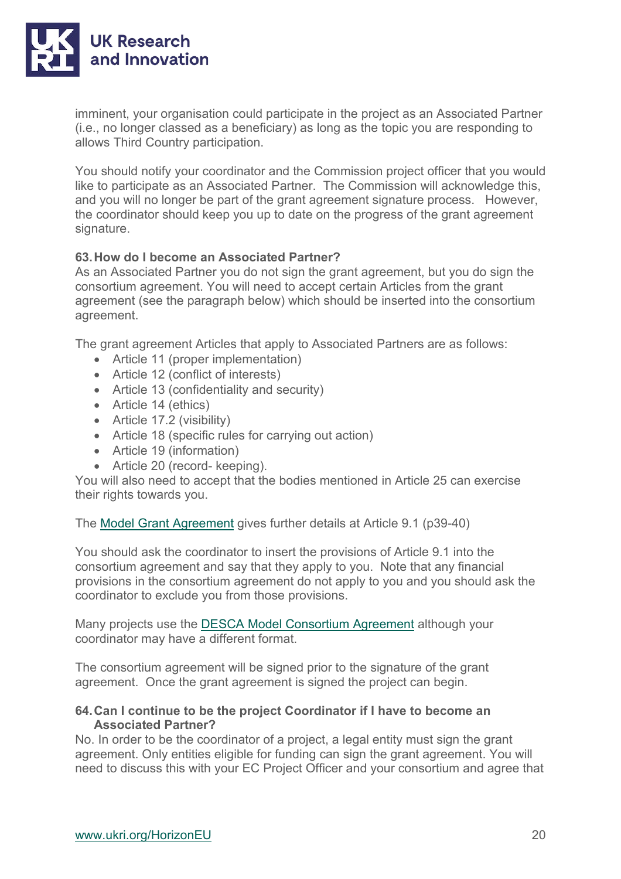imminent, your organisation could participate in the project as an Associated Partner (i.e., no longer classed as a beneficiary) as long as the topic you are responding to allows Third Country participation.

You should notify your coordinator and the Commission project officer that you would like to participate as an Associated Partner. The Commission will acknowledge this, and you will no longer be part of the grant agreement signature process. However, the coordinator should keep you up to date on the progress of the grant agreement signature.

**63. How do I become an Associated Partner?**

As an Associated Partner you do not sign the grant agreement, but you do sign the consortium agreement. You will need to accept certain Articles from the grant agreement (see the paragraph below) which should be inserted into the consortium agreement.

The grant agreement Articles that apply to Associated Partners are as follows:

- Article 11 (proper implementation)
- Article 12 (conflict of interests)
- Article 13 (confidentiality and security)
- Article 14 (ethics)
- Article 17.2 (visibility)
- Article 18 (specific rules for carrying out action)
- Article 19 (information)
- Article 20 (record- keeping).

You will also need to accept that the bodies mentioned in Article 25 can exercise their rights towards you.

The Model Grant Agreement gives further details at Article 9.1 (p39-40)

You should ask the coordinator to insert the provisions of Article 9.1 into the consortium agreement and say that they apply to you. Note that any financial provisions in the consortium agreement do not apply to you and you should ask the coordinator to exclude you from those provisions.

Many projects use the DESCA Model Consortium Agreement although your coordinator may have a different format.

The consortium agreement will be signed prior to the signature of the grant agreement. Once the grant agreement is signed the project can begin.

**64. Can I continue to be the project Coordinator if I have to become an Associated Partner?**

No. In order to be the coordinator of a project, a legal entity must sign the grant agreement. Only entities eligible for funding can sign the grant agreement. You will need to discuss this with your EC Project Officer and your consortium and agree that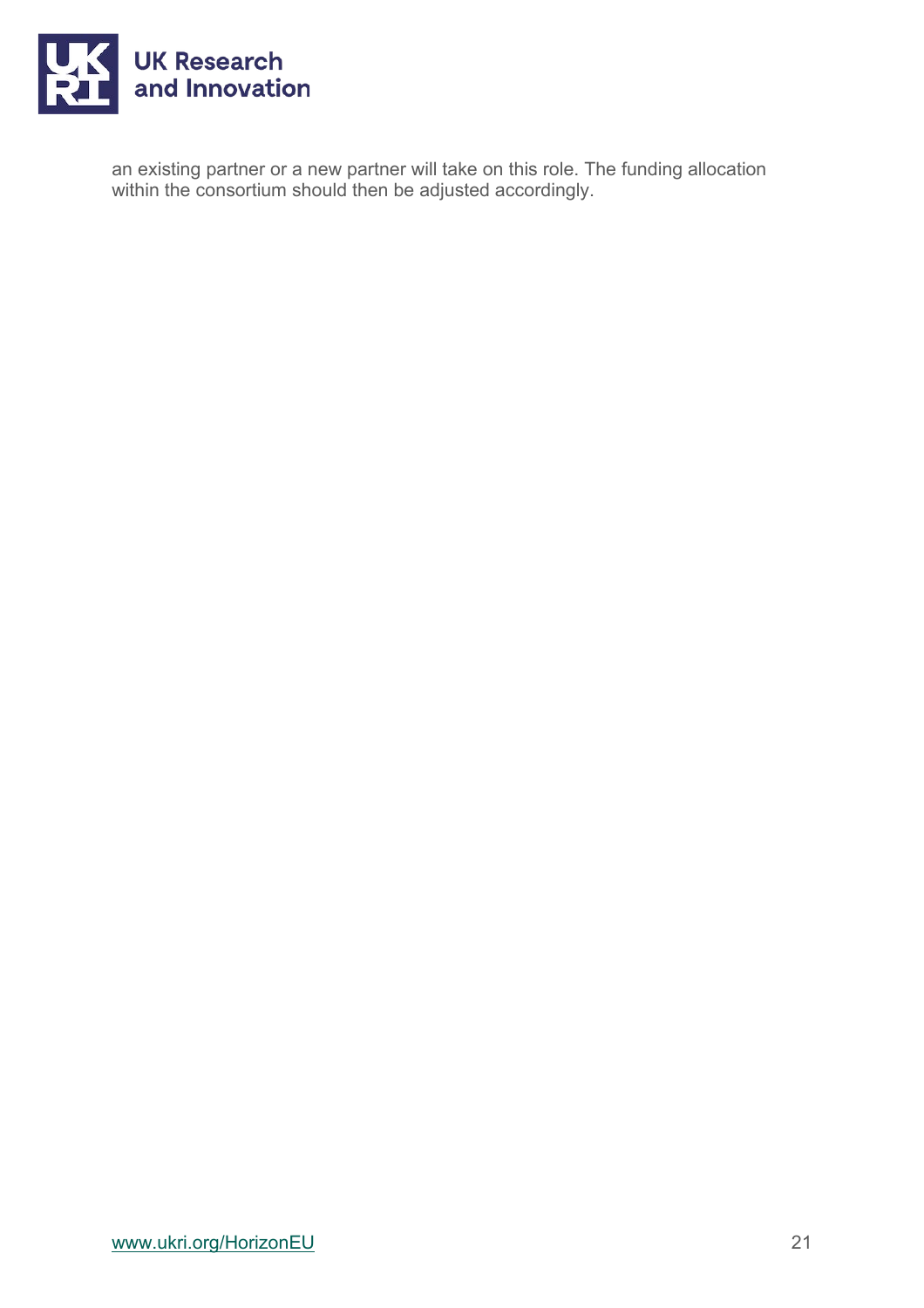an existing partner or a new partner will take on this role. The funding allocation within the consortium should then be adjusted accordingly.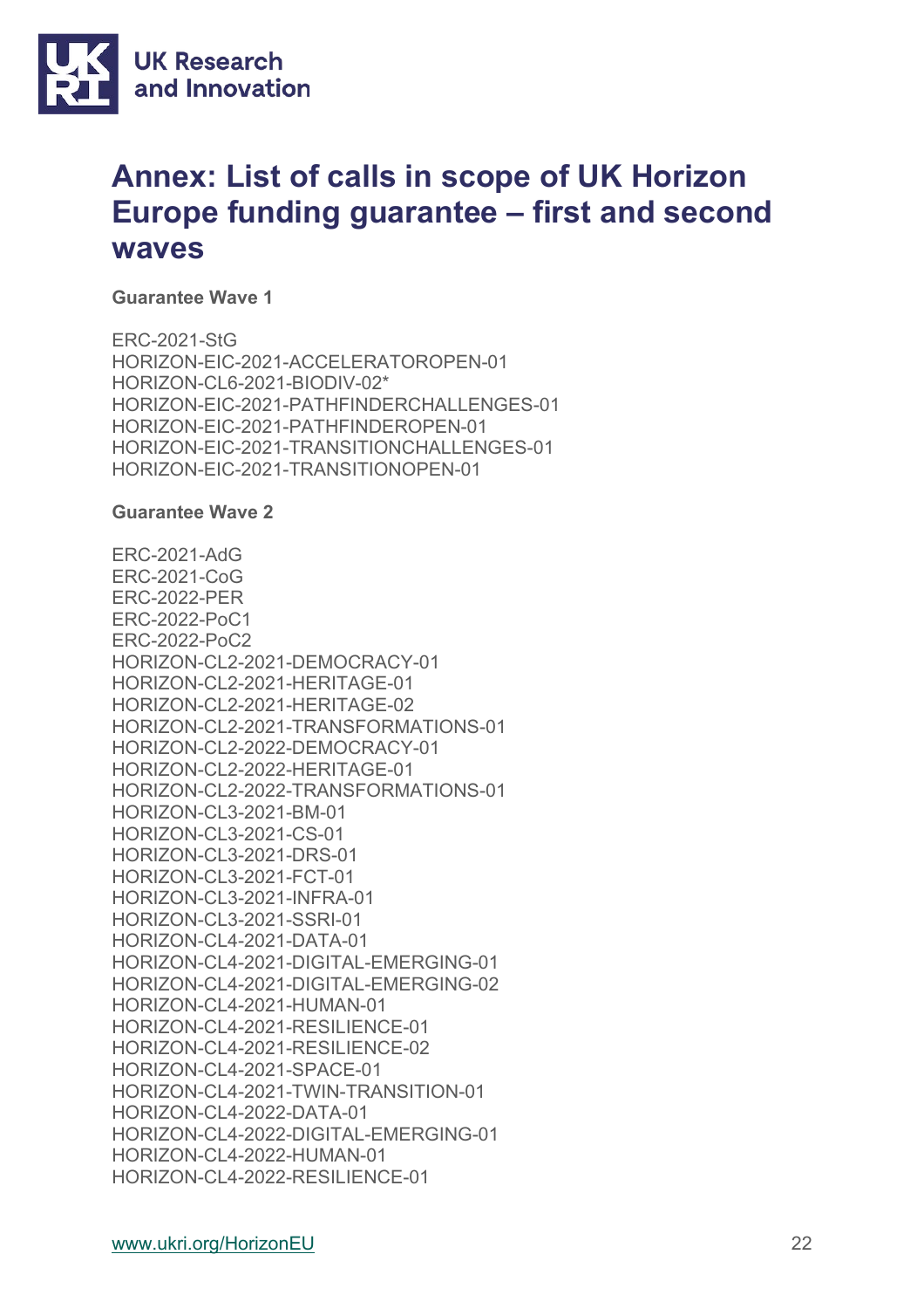# Annex: List of calls in scope of UK Horizon Europe funding guarantee – first and second waves

**Guarantee Wave 1**

ERC-2021-StG
HORIZON-EIC-2021-ACCELERATOROPEN-01
HORIZON-CL6-2021-BIODIV-02*
HORIZON-EIC-2021-PATHFINDERCHALLENGES-01
HORIZON-EIC-2021-PATHFINDEROPEN-01
HORIZON-EIC-2021-TRANSITIONCHALLENGES-01
HORIZON-EIC-2021-TRANSITIONOPEN-01

**Guarantee Wave 2**

ERC-2021-AdG
ERC-2021-CoG
ERC-2022-PER
ERC-2022-PoC1
ERC-2022-PoC2
HORIZON-CL2-2021-DEMOCRACY-01
HORIZON-CL2-2021-HERITAGE-01
HORIZON-CL2-2021-HERITAGE-02
HORIZON-CL2-2021-TRANSFORMATIONS-01
HORIZON-CL2-2022-DEMOCRACY-01
HORIZON-CL2-2022-HERITAGE-01
HORIZON-CL2-2022-TRANSFORMATIONS-01
HORIZON-CL3-2021-BM-01
HORIZON-CL3-2021-CS-01
HORIZON-CL3-2021-DRS-01
HORIZON-CL3-2021-FCT-01
HORIZON-CL3-2021-INFRA-01
HORIZON-CL3-2021-SSRI-01
HORIZON-CL4-2021-DATA-01
HORIZON-CL4-2021-DIGITAL-EMERGING-01
HORIZON-CL4-2021-DIGITAL-EMERGING-02
HORIZON-CL4-2021-HUMAN-01
HORIZON-CL4-2021-RESILIENCE-01
HORIZON-CL4-2021-RESILIENCE-02
HORIZON-CL4-2021-SPACE-01
HORIZON-CL4-2021-TWIN-TRANSITION-01
HORIZON-CL4-2022-DATA-01
HORIZON-CL4-2022-DIGITAL-EMERGING-01
HORIZON-CL4-2022-HUMAN-01
HORIZON-CL4-2022-RESILIENCE-01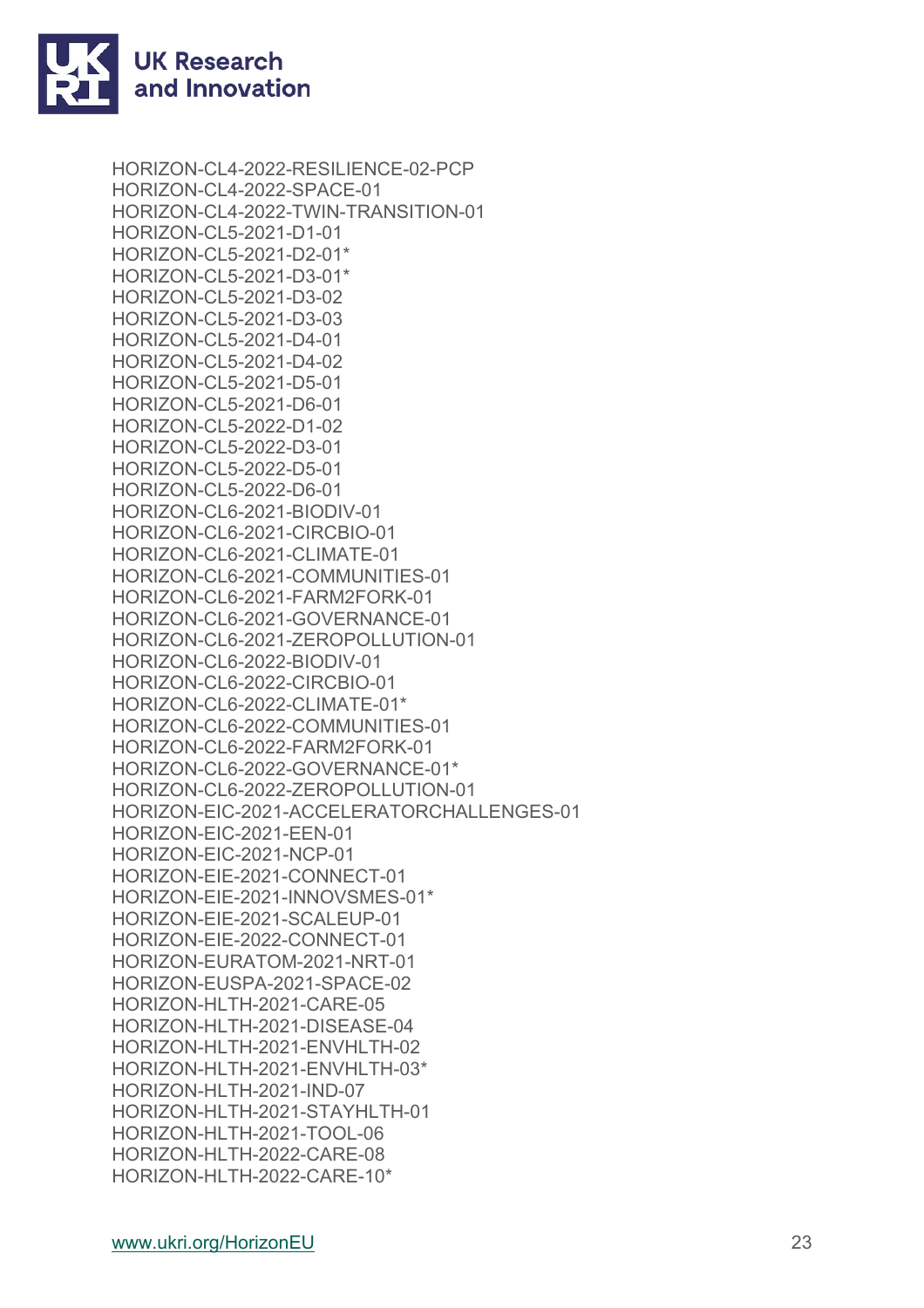HORIZON-CL4-2022-RESILIENCE-02-PCP
HORIZON-CL4-2022-SPACE-01
HORIZON-CL4-2022-TWIN-TRANSITION-01
HORIZON-CL5-2021-D1-01
HORIZON-CL5-2021-D2-01*
HORIZON-CL5-2021-D3-01*
HORIZON-CL5-2021-D3-02
HORIZON-CL5-2021-D3-03
HORIZON-CL5-2021-D4-01
HORIZON-CL5-2021-D4-02
HORIZON-CL5-2021-D5-01
HORIZON-CL5-2021-D6-01
HORIZON-CL5-2022-D1-02
HORIZON-CL5-2022-D3-01
HORIZON-CL5-2022-D5-01
HORIZON-CL5-2022-D6-01
HORIZON-CL6-2021-BIODIV-01
HORIZON-CL6-2021-CIRCBIO-01
HORIZON-CL6-2021-CLIMATE-01
HORIZON-CL6-2021-COMMUNITIES-01
HORIZON-CL6-2021-FARM2FORK-01
HORIZON-CL6-2021-GOVERNANCE-01
HORIZON-CL6-2021-ZEROPOLLUTION-01
HORIZON-CL6-2022-BIODIV-01
HORIZON-CL6-2022-CIRCBIO-01
HORIZON-CL6-2022-CLIMATE-01*
HORIZON-CL6-2022-COMMUNITIES-01
HORIZON-CL6-2022-FARM2FORK-01
HORIZON-CL6-2022-GOVERNANCE-01*
HORIZON-CL6-2022-ZEROPOLLUTION-01
HORIZON-EIC-2021-ACCELERATORCHALLENGES-01
HORIZON-EIC-2021-EEN-01
HORIZON-EIC-2021-NCP-01
HORIZON-EIE-2021-CONNECT-01
HORIZON-EIE-2021-INNOVSMES-01*
HORIZON-EIE-2021-SCALEUP-01
HORIZON-EIE-2022-CONNECT-01
HORIZON-EURATOM-2021-NRT-01
HORIZON-EUSPA-2021-SPACE-02
HORIZON-HLTH-2021-CARE-05
HORIZON-HLTH-2021-DISEASE-04
HORIZON-HLTH-2021-ENVHLTH-02
HORIZON-HLTH-2021-ENVHLTH-03*
HORIZON-HLTH-2021-IND-07
HORIZON-HLTH-2021-STAYHLTH-01
HORIZON-HLTH-2021-TOOL-06
HORIZON-HLTH-2022-CARE-08
HORIZON-HLTH-2022-CARE-10*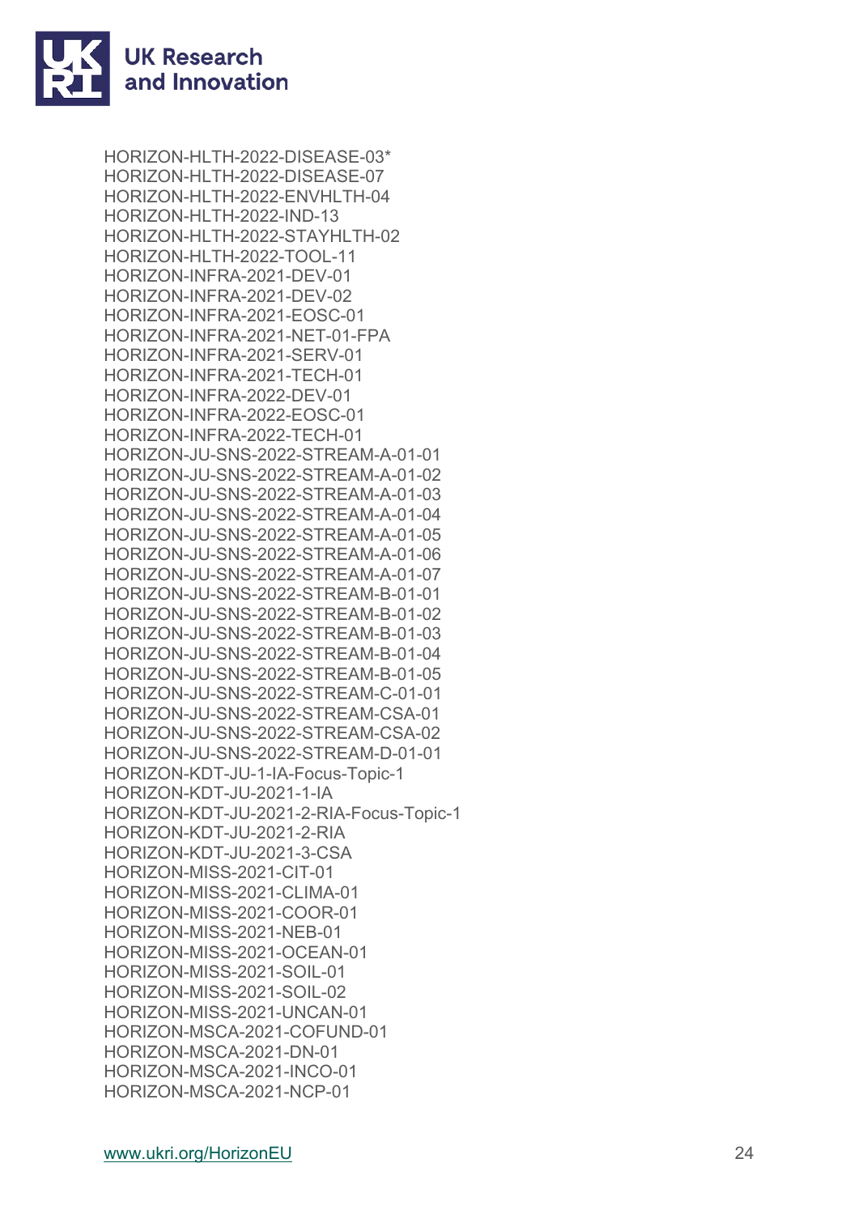HORIZON-HLTH-2022-DISEASE-03*
HORIZON-HLTH-2022-DISEASE-07
HORIZON-HLTH-2022-ENVHLTH-04
HORIZON-HLTH-2022-IND-13
HORIZON-HLTH-2022-STAYHLTH-02
HORIZON-HLTH-2022-TOOL-11
HORIZON-INFRA-2021-DEV-01
HORIZON-INFRA-2021-DEV-02
HORIZON-INFRA-2021-EOSC-01
HORIZON-INFRA-2021-NET-01-FPA
HORIZON-INFRA-2021-SERV-01
HORIZON-INFRA-2021-TECH-01
HORIZON-INFRA-2022-DEV-01
HORIZON-INFRA-2022-EOSC-01
HORIZON-INFRA-2022-TECH-01
HORIZON-JU-SNS-2022-STREAM-A-01-01
HORIZON-JU-SNS-2022-STREAM-A-01-02
HORIZON-JU-SNS-2022-STREAM-A-01-03
HORIZON-JU-SNS-2022-STREAM-A-01-04
HORIZON-JU-SNS-2022-STREAM-A-01-05
HORIZON-JU-SNS-2022-STREAM-A-01-06
HORIZON-JU-SNS-2022-STREAM-A-01-07
HORIZON-JU-SNS-2022-STREAM-B-01-01
HORIZON-JU-SNS-2022-STREAM-B-01-02
HORIZON-JU-SNS-2022-STREAM-B-01-03
HORIZON-JU-SNS-2022-STREAM-B-01-04
HORIZON-JU-SNS-2022-STREAM-B-01-05
HORIZON-JU-SNS-2022-STREAM-C-01-01
HORIZON-JU-SNS-2022-STREAM-CSA-01
HORIZON-JU-SNS-2022-STREAM-CSA-02
HORIZON-JU-SNS-2022-STREAM-D-01-01
HORIZON-KDT-JU-1-IA-Focus-Topic-1
HORIZON-KDT-JU-2021-1-IA
HORIZON-KDT-JU-2021-2-RIA-Focus-Topic-1
HORIZON-KDT-JU-2021-2-RIA
HORIZON-KDT-JU-2021-3-CSA
HORIZON-MISS-2021-CIT-01
HORIZON-MISS-2021-CLIMA-01
HORIZON-MISS-2021-COOR-01
HORIZON-MISS-2021-NEB-01
HORIZON-MISS-2021-OCEAN-01
HORIZON-MISS-2021-SOIL-01
HORIZON-MISS-2021-SOIL-02
HORIZON-MISS-2021-UNCAN-01
HORIZON-MSCA-2021-COFUND-01
HORIZON-MSCA-2021-DN-01
HORIZON-MSCA-2021-INCO-01
HORIZON-MSCA-2021-NCP-01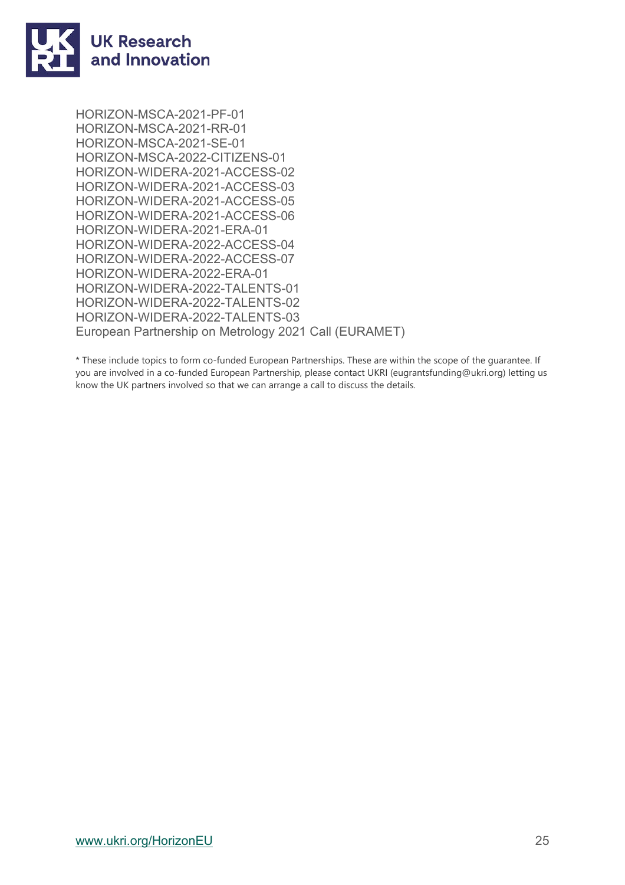HORIZON-MSCA-2021-PF-01
HORIZON-MSCA-2021-RR-01
HORIZON-MSCA-2021-SE-01
HORIZON-MSCA-2022-CITIZENS-01
HORIZON-WIDERA-2021-ACCESS-02
HORIZON-WIDERA-2021-ACCESS-03
HORIZON-WIDERA-2021-ACCESS-05
HORIZON-WIDERA-2021-ACCESS-06
HORIZON-WIDERA-2021-ERA-01
HORIZON-WIDERA-2022-ACCESS-04
HORIZON-WIDERA-2022-ACCESS-07
HORIZON-WIDERA-2022-ERA-01
HORIZON-WIDERA-2022-TALENTS-01
HORIZON-WIDERA-2022-TALENTS-02
HORIZON-WIDERA-2022-TALENTS-03
European Partnership on Metrology 2021 Call (EURAMET)

* These include topics to form co-funded European Partnerships. These are within the scope of the guarantee. If you are involved in a co-funded European Partnership, please contact UKRI (eugrantsfunding@ukri.org) letting us know the UK partners involved so that we can arrange a call to discuss the details.